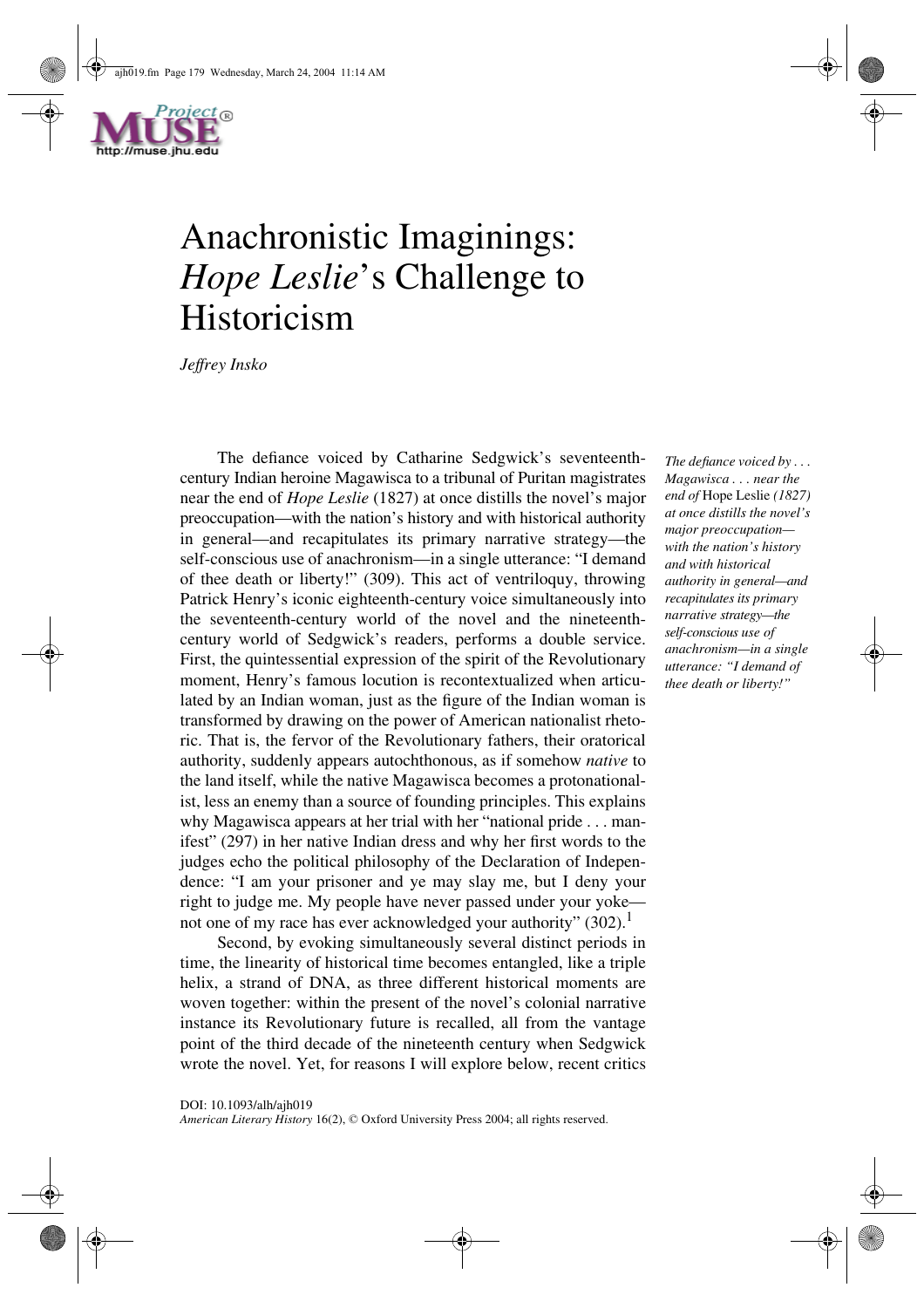# Anachronistic Imaginings: *Hope Leslie*'s Challenge to Historicism

*Jeffrey Insko*

The defiance voiced by Catharine Sedgwick's seventeenth-century Indian heroine Magawisca to a tribunal of Puritan magistrates near the end of *Hope Leslie* (1827) at once distills the novel's major preoccupation—with the nation's history and with historical authority in general—and recapitulates its primary narrative strategy—the self-conscious use of anachronism—in a single utterance: "I demand of thee death or liberty!" (309). This act of ventriloquy, throwing Patrick Henry's iconic eighteenth-century voice simultaneously into the seventeenth-century world of the novel and the nineteenth-century world of Sedgwick's readers, performs a double service. First, the quintessential expression of the spirit of the Revolutionary moment, Henry's famous locution is recontextualized when articulated by an Indian woman, just as the figure of the Indian woman is transformed by drawing on the power of American nationalist rhetoric. That is, the fervor of the Revolutionary fathers, their oratorical authority, suddenly appears autochthonous, as if somehow *native* to the land itself, while the native Magawisca becomes a protonationalist, less an enemy than a source of founding principles. This explains why Magawisca appears at her trial with her "national pride . . . manifest" (297) in her native Indian dress and why her first words to the judges echo the political philosophy of the Declaration of Independence: "I am your prisoner and ye may slay me, but I deny your right to judge me. My people have never passed under your yoke—not one of my race has ever acknowledged your authority" (302).[1]

*The defiance voiced by . . . Magawisca . . . near the end of* Hope Leslie *(1827) at once distills the novel's major preoccupation—with the nation's history and with historical authority in general—and recapitulates its primary narrative strategy—the self-conscious use of anachronism—in a single utterance: "I demand of thee death or liberty!"*

Second, by evoking simultaneously several distinct periods in time, the linearity of historical time becomes entangled, like a triple helix, a strand of DNA, as three different historical moments are woven together: within the present of the novel's colonial narrative instance its Revolutionary future is recalled, all from the vantage point of the third decade of the nineteenth century when Sedgwick wrote the novel. Yet, for reasons I will explore below, recent critics

DOI: 10.1093/alh/ajh019
*American Literary History* 16(2), © Oxford University Press 2004; all rights reserved.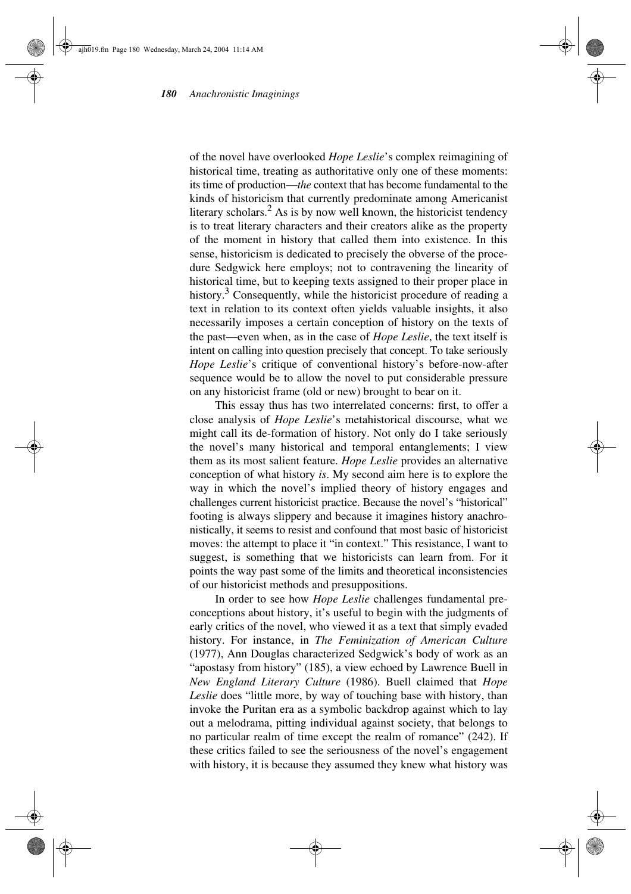of the novel have overlooked *Hope Leslie*'s complex reimagining of historical time, treating as authoritative only one of these moments: its time of production—*the* context that has become fundamental to the kinds of historicism that currently predominate among Americanist literary scholars.[2] As is by now well known, the historicist tendency is to treat literary characters and their creators alike as the property of the moment in history that called them into existence. In this sense, historicism is dedicated to precisely the obverse of the procedure Sedgwick here employs; not to contravening the linearity of historical time, but to keeping texts assigned to their proper place in history.[3] Consequently, while the historicist procedure of reading a text in relation to its context often yields valuable insights, it also necessarily imposes a certain conception of history on the texts of the past—even when, as in the case of *Hope Leslie*, the text itself is intent on calling into question precisely that concept. To take seriously *Hope Leslie*'s critique of conventional history's before-now-after sequence would be to allow the novel to put considerable pressure on any historicist frame (old or new) brought to bear on it.

This essay thus has two interrelated concerns: first, to offer a close analysis of *Hope Leslie*'s metahistorical discourse, what we might call its de-formation of history. Not only do I take seriously the novel's many historical and temporal entanglements; I view them as its most salient feature. *Hope Leslie* provides an alternative conception of what history *is*. My second aim here is to explore the way in which the novel's implied theory of history engages and challenges current historicist practice. Because the novel's "historical" footing is always slippery and because it imagines history anachronistically, it seems to resist and confound that most basic of historicist moves: the attempt to place it "in context." This resistance, I want to suggest, is something that we historicists can learn from. For it points the way past some of the limits and theoretical inconsistencies of our historicist methods and presuppositions.

In order to see how *Hope Leslie* challenges fundamental preconceptions about history, it's useful to begin with the judgments of early critics of the novel, who viewed it as a text that simply evaded history. For instance, in *The Feminization of American Culture* (1977), Ann Douglas characterized Sedgwick's body of work as an "apostasy from history" (185), a view echoed by Lawrence Buell in *New England Literary Culture* (1986). Buell claimed that *Hope Leslie* does "little more, by way of touching base with history, than invoke the Puritan era as a symbolic backdrop against which to lay out a melodrama, pitting individual against society, that belongs to no particular realm of time except the realm of romance" (242). If these critics failed to see the seriousness of the novel's engagement with history, it is because they assumed they knew what history was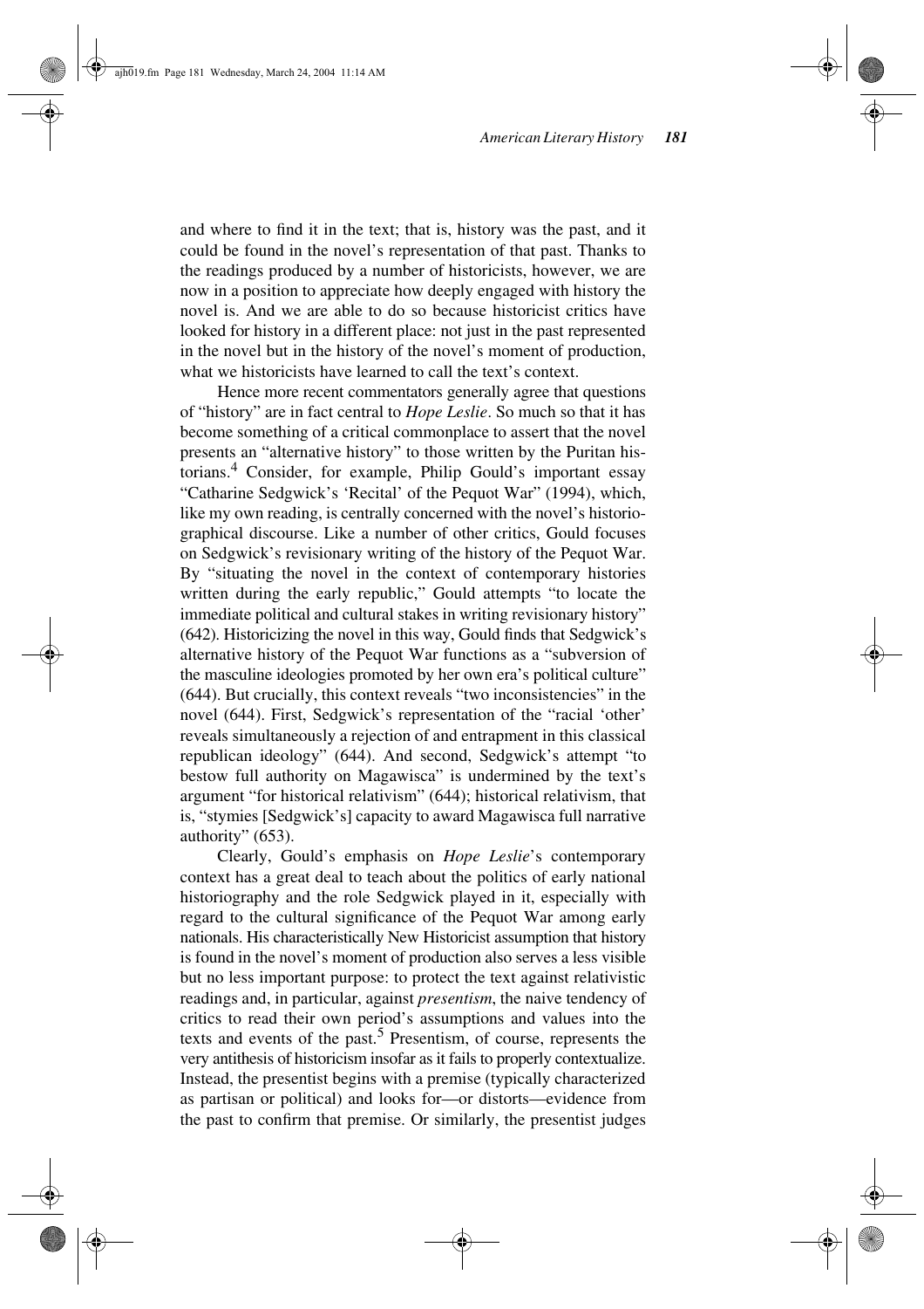and where to find it in the text; that is, history was the past, and it could be found in the novel's representation of that past. Thanks to the readings produced by a number of historicists, however, we are now in a position to appreciate how deeply engaged with history the novel is. And we are able to do so because historicist critics have looked for history in a different place: not just in the past represented in the novel but in the history of the novel's moment of production, what we historicists have learned to call the text's context.

Hence more recent commentators generally agree that questions of "history" are in fact central to *Hope Leslie*. So much so that it has become something of a critical commonplace to assert that the novel presents an "alternative history" to those written by the Puritan historians.[4] Consider, for example, Philip Gould's important essay "Catharine Sedgwick's 'Recital' of the Pequot War" (1994), which, like my own reading, is centrally concerned with the novel's historiographical discourse. Like a number of other critics, Gould focuses on Sedgwick's revisionary writing of the history of the Pequot War. By "situating the novel in the context of contemporary histories written during the early republic," Gould attempts "to locate the immediate political and cultural stakes in writing revisionary history" (642). Historicizing the novel in this way, Gould finds that Sedgwick's alternative history of the Pequot War functions as a "subversion of the masculine ideologies promoted by her own era's political culture" (644). But crucially, this context reveals "two inconsistencies" in the novel (644). First, Sedgwick's representation of the "racial 'other' reveals simultaneously a rejection of and entrapment in this classical republican ideology" (644). And second, Sedgwick's attempt "to bestow full authority on Magawisca" is undermined by the text's argument "for historical relativism" (644); historical relativism, that is, "stymies [Sedgwick's] capacity to award Magawisca full narrative authority" (653).

Clearly, Gould's emphasis on *Hope Leslie*'s contemporary context has a great deal to teach about the politics of early national historiography and the role Sedgwick played in it, especially with regard to the cultural significance of the Pequot War among early nationals. His characteristically New Historicist assumption that history is found in the novel's moment of production also serves a less visible but no less important purpose: to protect the text against relativistic readings and, in particular, against *presentism*, the naive tendency of critics to read their own period's assumptions and values into the texts and events of the past.[5] Presentism, of course, represents the very antithesis of historicism insofar as it fails to properly contextualize. Instead, the presentist begins with a premise (typically characterized as partisan or political) and looks for—or distorts—evidence from the past to confirm that premise. Or similarly, the presentist judges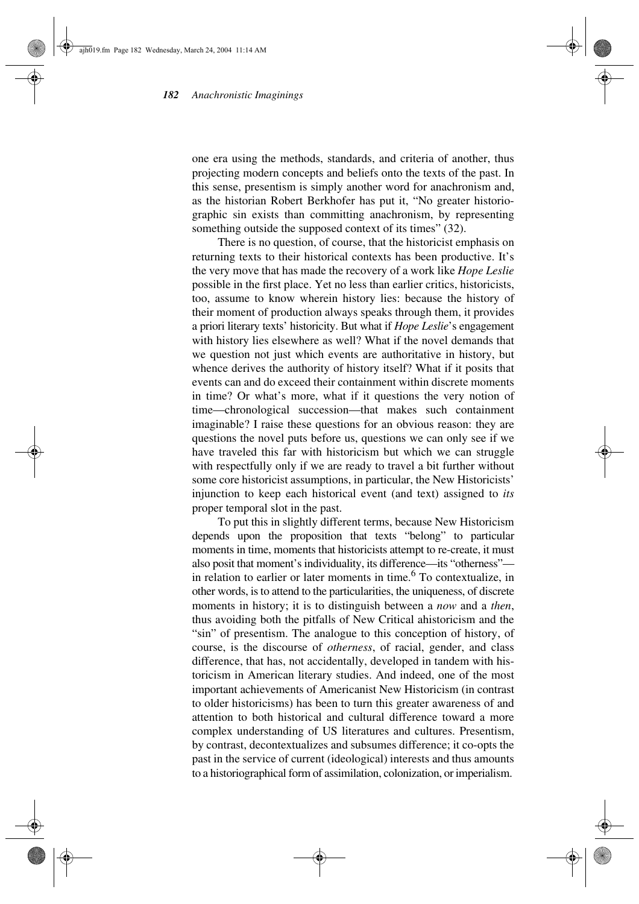one era using the methods, standards, and criteria of another, thus projecting modern concepts and beliefs onto the texts of the past. In this sense, presentism is simply another word for anachronism and, as the historian Robert Berkhofer has put it, "No greater historiographic sin exists than committing anachronism, by representing something outside the supposed context of its times" (32).

There is no question, of course, that the historicist emphasis on returning texts to their historical contexts has been productive. It's the very move that has made the recovery of a work like *Hope Leslie* possible in the first place. Yet no less than earlier critics, historicists, too, assume to know wherein history lies: because the history of their moment of production always speaks through them, it provides a priori literary texts' historicity. But what if *Hope Leslie*'s engagement with history lies elsewhere as well? What if the novel demands that we question not just which events are authoritative in history, but whence derives the authority of history itself? What if it posits that events can and do exceed their containment within discrete moments in time? Or what's more, what if it questions the very notion of time—chronological succession—that makes such containment imaginable? I raise these questions for an obvious reason: they are questions the novel puts before us, questions we can only see if we have traveled this far with historicism but which we can struggle with respectfully only if we are ready to travel a bit further without some core historicist assumptions, in particular, the New Historicists' injunction to keep each historical event (and text) assigned to *its* proper temporal slot in the past.

To put this in slightly different terms, because New Historicism depends upon the proposition that texts "belong" to particular moments in time, moments that historicists attempt to re-create, it must also posit that moment's individuality, its difference—its "otherness"—in relation to earlier or later moments in time.[6] To contextualize, in other words, is to attend to the particularities, the uniqueness, of discrete moments in history; it is to distinguish between a *now* and a *then*, thus avoiding both the pitfalls of New Critical ahistoricism and the "sin" of presentism. The analogue to this conception of history, of course, is the discourse of *otherness*, of racial, gender, and class difference, that has, not accidentally, developed in tandem with historicism in American literary studies. And indeed, one of the most important achievements of Americanist New Historicism (in contrast to older historicisms) has been to turn this greater awareness of and attention to both historical and cultural difference toward a more complex understanding of US literatures and cultures. Presentism, by contrast, decontextualizes and subsumes difference; it co-opts the past in the service of current (ideological) interests and thus amounts to a historiographical form of assimilation, colonization, or imperialism.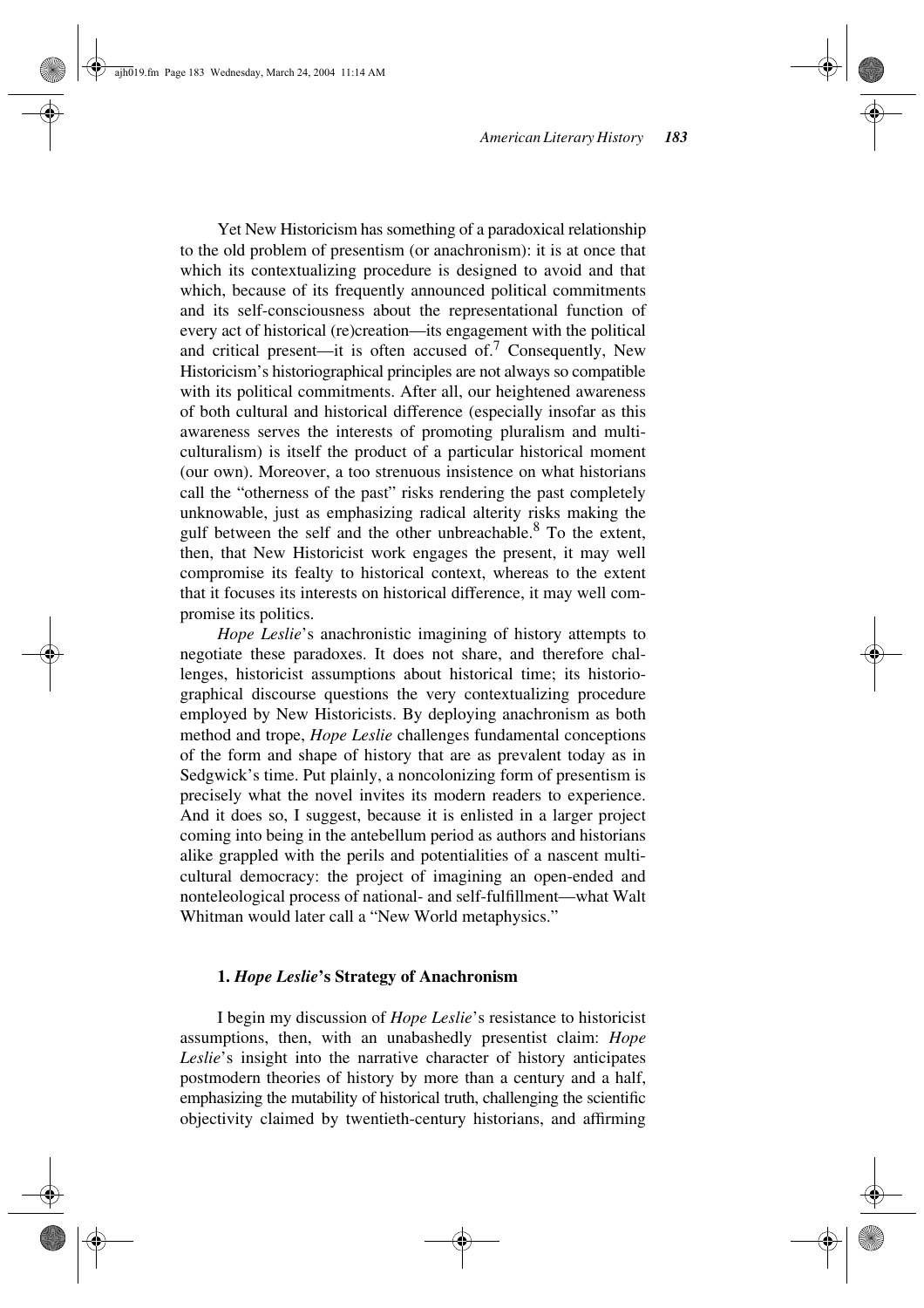Yet New Historicism has something of a paradoxical relationship to the old problem of presentism (or anachronism): it is at once that which its contextualizing procedure is designed to avoid and that which, because of its frequently announced political commitments and its self-consciousness about the representational function of every act of historical (re)creation—its engagement with the political and critical present—it is often accused of.[7] Consequently, New Historicism's historiographical principles are not always so compatible with its political commitments. After all, our heightened awareness of both cultural and historical difference (especially insofar as this awareness serves the interests of promoting pluralism and multiculturalism) is itself the product of a particular historical moment (our own). Moreover, a too strenuous insistence on what historians call the "otherness of the past" risks rendering the past completely unknowable, just as emphasizing radical alterity risks making the gulf between the self and the other unbreachable.[8] To the extent, then, that New Historicist work engages the present, it may well compromise its fealty to historical context, whereas to the extent that it focuses its interests on historical difference, it may well compromise its politics.

*Hope Leslie*'s anachronistic imagining of history attempts to negotiate these paradoxes. It does not share, and therefore challenges, historicist assumptions about historical time; its historiographical discourse questions the very contextualizing procedure employed by New Historicists. By deploying anachronism as both method and trope, *Hope Leslie* challenges fundamental conceptions of the form and shape of history that are as prevalent today as in Sedgwick's time. Put plainly, a noncolonizing form of presentism is precisely what the novel invites its modern readers to experience. And it does so, I suggest, because it is enlisted in a larger project coming into being in the antebellum period as authors and historians alike grappled with the perils and potentialities of a nascent multicultural democracy: the project of imagining an open-ended and nonteleological process of national- and self-fulfillment—what Walt Whitman would later call a "New World metaphysics."

### 1. *Hope Leslie*'s Strategy of Anachronism

I begin my discussion of *Hope Leslie*'s resistance to historicist assumptions, then, with an unabashedly presentist claim: *Hope Leslie*'s insight into the narrative character of history anticipates postmodern theories of history by more than a century and a half, emphasizing the mutability of historical truth, challenging the scientific objectivity claimed by twentieth-century historians, and affirming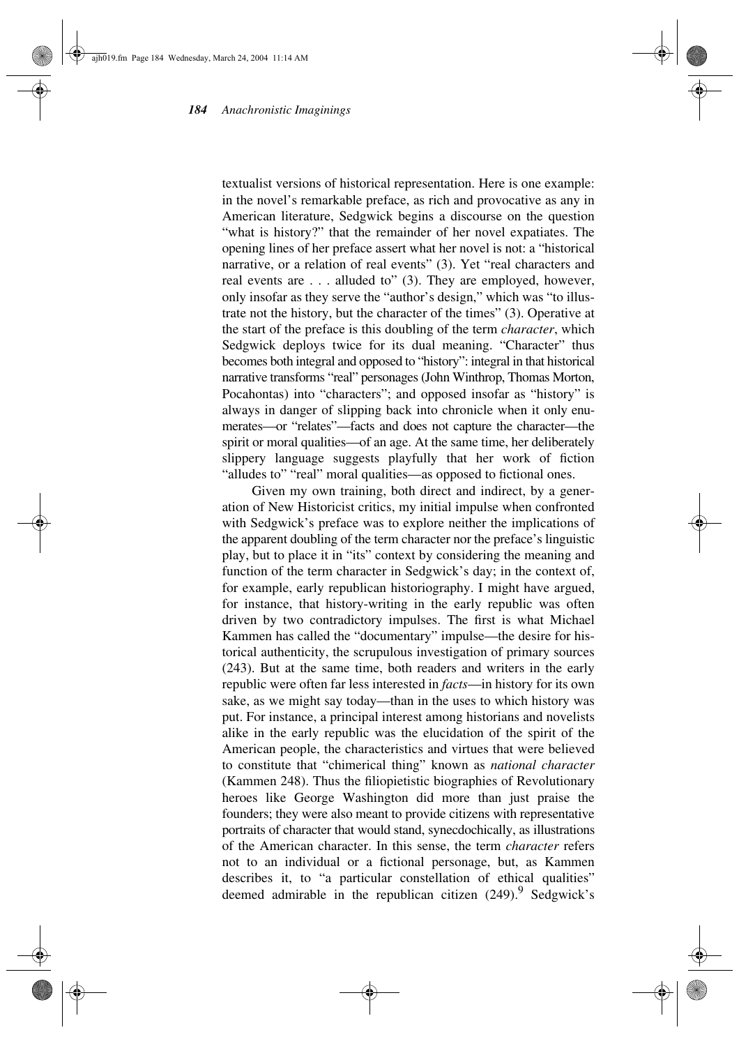textualist versions of historical representation. Here is one example: in the novel's remarkable preface, as rich and provocative as any in American literature, Sedgwick begins a discourse on the question "what is history?" that the remainder of her novel expatiates. The opening lines of her preface assert what her novel is not: a "historical narrative, or a relation of real events" (3). Yet "real characters and real events are . . . alluded to" (3). They are employed, however, only insofar as they serve the "author's design," which was "to illustrate not the history, but the character of the times" (3). Operative at the start of the preface is this doubling of the term *character*, which Sedgwick deploys twice for its dual meaning. "Character" thus becomes both integral and opposed to "history": integral in that historical narrative transforms "real" personages (John Winthrop, Thomas Morton, Pocahontas) into "characters"; and opposed insofar as "history" is always in danger of slipping back into chronicle when it only enumerates—or "relates"—facts and does not capture the character—the spirit or moral qualities—of an age. At the same time, her deliberately slippery language suggests playfully that her work of fiction "alludes to" "real" moral qualities—as opposed to fictional ones.

Given my own training, both direct and indirect, by a generation of New Historicist critics, my initial impulse when confronted with Sedgwick's preface was to explore neither the implications of the apparent doubling of the term character nor the preface's linguistic play, but to place it in "its" context by considering the meaning and function of the term character in Sedgwick's day; in the context of, for example, early republican historiography. I might have argued, for instance, that history-writing in the early republic was often driven by two contradictory impulses. The first is what Michael Kammen has called the "documentary" impulse—the desire for historical authenticity, the scrupulous investigation of primary sources (243). But at the same time, both readers and writers in the early republic were often far less interested in *facts*—in history for its own sake, as we might say today—than in the uses to which history was put. For instance, a principal interest among historians and novelists alike in the early republic was the elucidation of the spirit of the American people, the characteristics and virtues that were believed to constitute that "chimerical thing" known as *national character* (Kammen 248). Thus the filiopietistic biographies of Revolutionary heroes like George Washington did more than just praise the founders; they were also meant to provide citizens with representative portraits of character that would stand, synecdochically, as illustrations of the American character. In this sense, the term *character* refers not to an individual or a fictional personage, but, as Kammen describes it, to "a particular constellation of ethical qualities" deemed admirable in the republican citizen (249).[9] Sedgwick's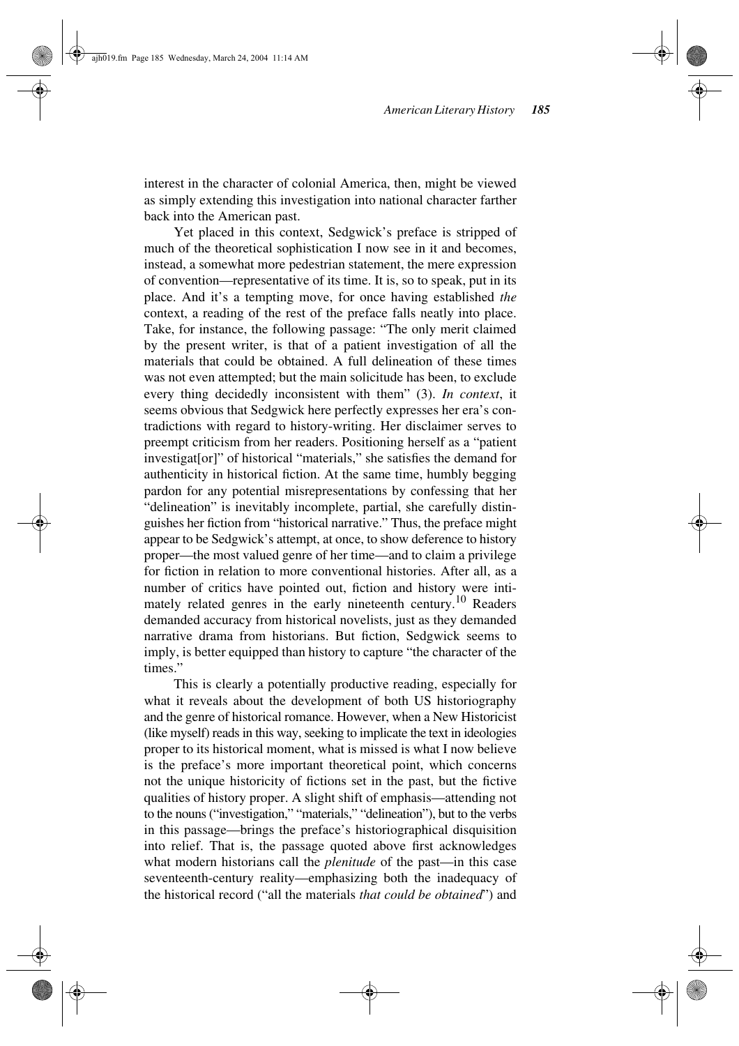interest in the character of colonial America, then, might be viewed as simply extending this investigation into national character farther back into the American past.

Yet placed in this context, Sedgwick's preface is stripped of much of the theoretical sophistication I now see in it and becomes, instead, a somewhat more pedestrian statement, the mere expression of convention—representative of its time. It is, so to speak, put in its place. And it's a tempting move, for once having established *the* context, a reading of the rest of the preface falls neatly into place. Take, for instance, the following passage: "The only merit claimed by the present writer, is that of a patient investigation of all the materials that could be obtained. A full delineation of these times was not even attempted; but the main solicitude has been, to exclude every thing decidedly inconsistent with them" (3). *In context*, it seems obvious that Sedgwick here perfectly expresses her era's contradictions with regard to history-writing. Her disclaimer serves to preempt criticism from her readers. Positioning herself as a "patient investigat[or]" of historical "materials," she satisfies the demand for authenticity in historical fiction. At the same time, humbly begging pardon for any potential misrepresentations by confessing that her "delineation" is inevitably incomplete, partial, she carefully distinguishes her fiction from "historical narrative." Thus, the preface might appear to be Sedgwick's attempt, at once, to show deference to history proper—the most valued genre of her time—and to claim a privilege for fiction in relation to more conventional histories. After all, as a number of critics have pointed out, fiction and history were intimately related genres in the early nineteenth century.[10] Readers demanded accuracy from historical novelists, just as they demanded narrative drama from historians. But fiction, Sedgwick seems to imply, is better equipped than history to capture "the character of the times."

This is clearly a potentially productive reading, especially for what it reveals about the development of both US historiography and the genre of historical romance. However, when a New Historicist (like myself) reads in this way, seeking to implicate the text in ideologies proper to its historical moment, what is missed is what I now believe is the preface's more important theoretical point, which concerns not the unique historicity of fictions set in the past, but the fictive qualities of history proper. A slight shift of emphasis—attending not to the nouns ("investigation," "materials," "delineation"), but to the verbs in this passage—brings the preface's historiographical disquisition into relief. That is, the passage quoted above first acknowledges what modern historians call the *plenitude* of the past—in this case seventeenth-century reality—emphasizing both the inadequacy of the historical record ("all the materials *that could be obtained*") and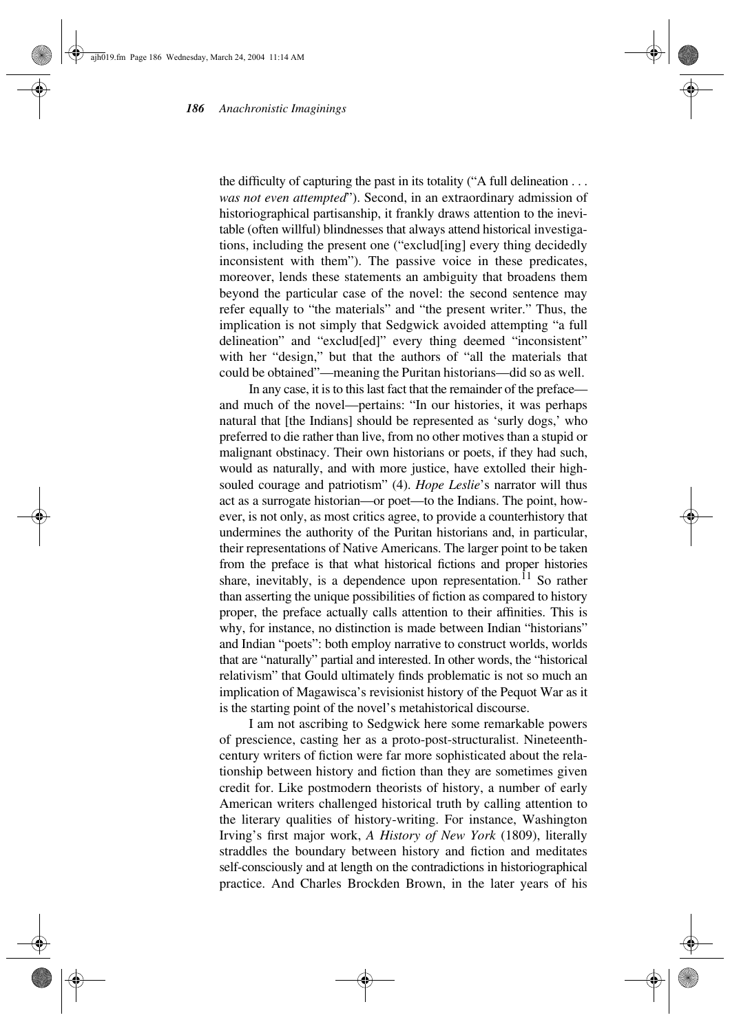the difficulty of capturing the past in its totality ("A full delineation . . . *was not even attempted*"). Second, in an extraordinary admission of historiographical partisanship, it frankly draws attention to the inevitable (often willful) blindnesses that always attend historical investigations, including the present one ("exclud[ing] every thing decidedly inconsistent with them"). The passive voice in these predicates, moreover, lends these statements an ambiguity that broadens them beyond the particular case of the novel: the second sentence may refer equally to "the materials" and "the present writer." Thus, the implication is not simply that Sedgwick avoided attempting "a full delineation" and "exclud[ed]" every thing deemed "inconsistent" with her "design," but that the authors of "all the materials that could be obtained"—meaning the Puritan historians—did so as well.

In any case, it is to this last fact that the remainder of the preface—and much of the novel—pertains: "In our histories, it was perhaps natural that [the Indians] should be represented as 'surly dogs,' who preferred to die rather than live, from no other motives than a stupid or malignant obstinacy. Their own historians or poets, if they had such, would as naturally, and with more justice, have extolled their high-souled courage and patriotism" (4). *Hope Leslie*'s narrator will thus act as a surrogate historian—or poet—to the Indians. The point, however, is not only, as most critics agree, to provide a counterhistory that undermines the authority of the Puritan historians and, in particular, their representations of Native Americans. The larger point to be taken from the preface is that what historical fictions and proper histories share, inevitably, is a dependence upon representation.[11] So rather than asserting the unique possibilities of fiction as compared to history proper, the preface actually calls attention to their affinities. This is why, for instance, no distinction is made between Indian "historians" and Indian "poets": both employ narrative to construct worlds, worlds that are "naturally" partial and interested. In other words, the "historical relativism" that Gould ultimately finds problematic is not so much an implication of Magawisca's revisionist history of the Pequot War as it is the starting point of the novel's metahistorical discourse.

I am not ascribing to Sedgwick here some remarkable powers of prescience, casting her as a proto-post-structuralist. Nineteenth-century writers of fiction were far more sophisticated about the relationship between history and fiction than they are sometimes given credit for. Like postmodern theorists of history, a number of early American writers challenged historical truth by calling attention to the literary qualities of history-writing. For instance, Washington Irving's first major work, *A History of New York* (1809), literally straddles the boundary between history and fiction and meditates self-consciously and at length on the contradictions in historiographical practice. And Charles Brockden Brown, in the later years of his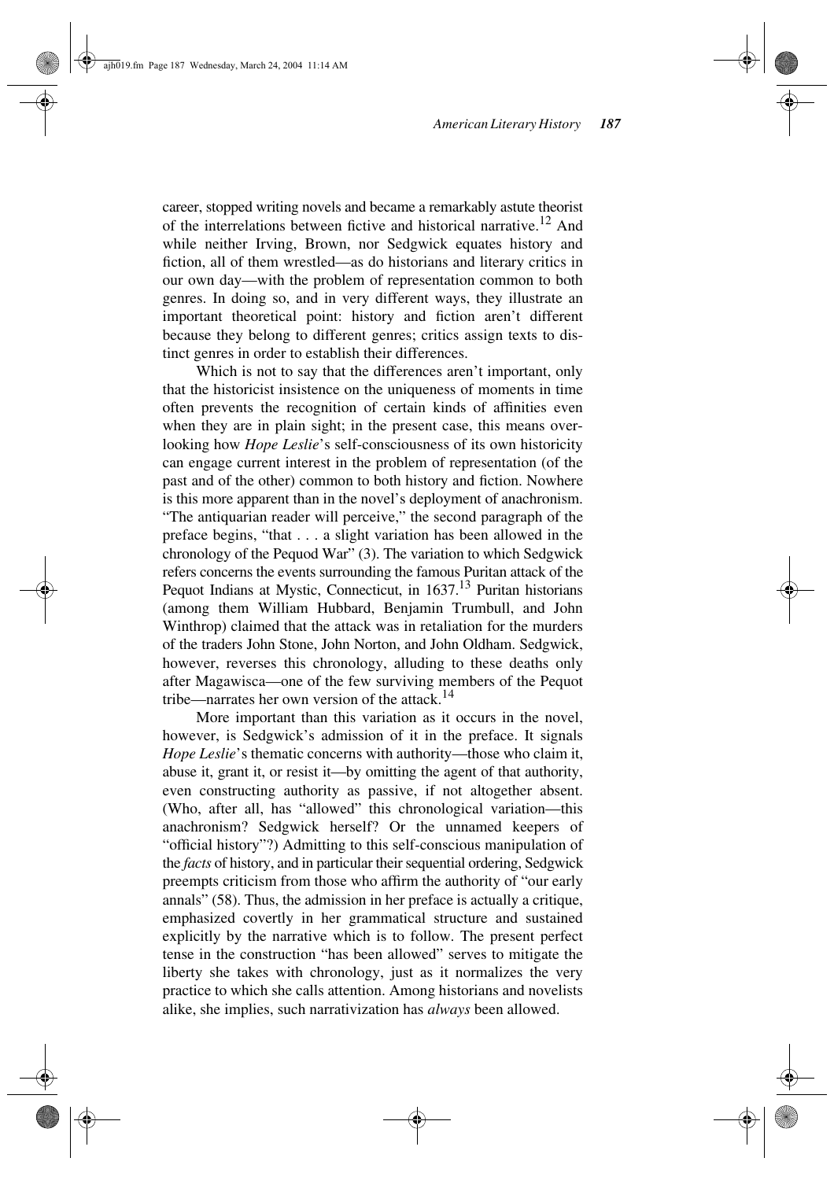career, stopped writing novels and became a remarkably astute theorist of the interrelations between fictive and historical narrative.[12] And while neither Irving, Brown, nor Sedgwick equates history and fiction, all of them wrestled—as do historians and literary critics in our own day—with the problem of representation common to both genres. In doing so, and in very different ways, they illustrate an important theoretical point: history and fiction aren't different because they belong to different genres; critics assign texts to distinct genres in order to establish their differences.

Which is not to say that the differences aren't important, only that the historicist insistence on the uniqueness of moments in time often prevents the recognition of certain kinds of affinities even when they are in plain sight; in the present case, this means overlooking how *Hope Leslie*'s self-consciousness of its own historicity can engage current interest in the problem of representation (of the past and of the other) common to both history and fiction. Nowhere is this more apparent than in the novel's deployment of anachronism. "The antiquarian reader will perceive," the second paragraph of the preface begins, "that . . . a slight variation has been allowed in the chronology of the Pequod War" (3). The variation to which Sedgwick refers concerns the events surrounding the famous Puritan attack of the Pequot Indians at Mystic, Connecticut, in 1637.[13] Puritan historians (among them William Hubbard, Benjamin Trumbull, and John Winthrop) claimed that the attack was in retaliation for the murders of the traders John Stone, John Norton, and John Oldham. Sedgwick, however, reverses this chronology, alluding to these deaths only after Magawisca—one of the few surviving members of the Pequot tribe—narrates her own version of the attack.[14]

More important than this variation as it occurs in the novel, however, is Sedgwick's admission of it in the preface. It signals *Hope Leslie*'s thematic concerns with authority—those who claim it, abuse it, grant it, or resist it—by omitting the agent of that authority, even constructing authority as passive, if not altogether absent. (Who, after all, has "allowed" this chronological variation—this anachronism? Sedgwick herself? Or the unnamed keepers of "official history"?) Admitting to this self-conscious manipulation of the *facts* of history, and in particular their sequential ordering, Sedgwick preempts criticism from those who affirm the authority of "our early annals" (58). Thus, the admission in her preface is actually a critique, emphasized covertly in her grammatical structure and sustained explicitly by the narrative which is to follow. The present perfect tense in the construction "has been allowed" serves to mitigate the liberty she takes with chronology, just as it normalizes the very practice to which she calls attention. Among historians and novelists alike, she implies, such narrativization has *always* been allowed.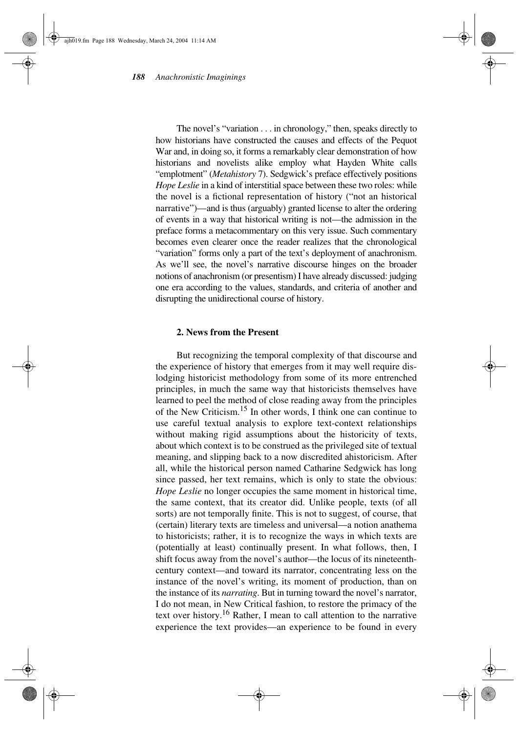The novel's "variation . . . in chronology," then, speaks directly to how historians have constructed the causes and effects of the Pequot War and, in doing so, it forms a remarkably clear demonstration of how historians and novelists alike employ what Hayden White calls "emplotment" (*Metahistory* 7). Sedgwick's preface effectively positions *Hope Leslie* in a kind of interstitial space between these two roles: while the novel is a fictional representation of history ("not an historical narrative")—and is thus (arguably) granted license to alter the ordering of events in a way that historical writing is not—the admission in the preface forms a metacommentary on this very issue. Such commentary becomes even clearer once the reader realizes that the chronological "variation" forms only a part of the text's deployment of anachronism. As we'll see, the novel's narrative discourse hinges on the broader notions of anachronism (or presentism) I have already discussed: judging one era according to the values, standards, and criteria of another and disrupting the unidirectional course of history.

### 2. News from the Present

But recognizing the temporal complexity of that discourse and the experience of history that emerges from it may well require dislodging historicist methodology from some of its more entrenched principles, in much the same way that historicists themselves have learned to peel the method of close reading away from the principles of the New Criticism.[15] In other words, I think one can continue to use careful textual analysis to explore text-context relationships without making rigid assumptions about the historicity of texts, about which context is to be construed as the privileged site of textual meaning, and slipping back to a now discredited ahistoricism. After all, while the historical person named Catharine Sedgwick has long since passed, her text remains, which is only to state the obvious: *Hope Leslie* no longer occupies the same moment in historical time, the same context, that its creator did. Unlike people, texts (of all sorts) are not temporally finite. This is not to suggest, of course, that (certain) literary texts are timeless and universal—a notion anathema to historicists; rather, it is to recognize the ways in which texts are (potentially at least) continually present. In what follows, then, I shift focus away from the novel's author—the locus of its nineteenth-century context—and toward its narrator, concentrating less on the instance of the novel's writing, its moment of production, than on the instance of its *narrating*. But in turning toward the novel's narrator, I do not mean, in New Critical fashion, to restore the primacy of the text over history.[16] Rather, I mean to call attention to the narrative experience the text provides—an experience to be found in every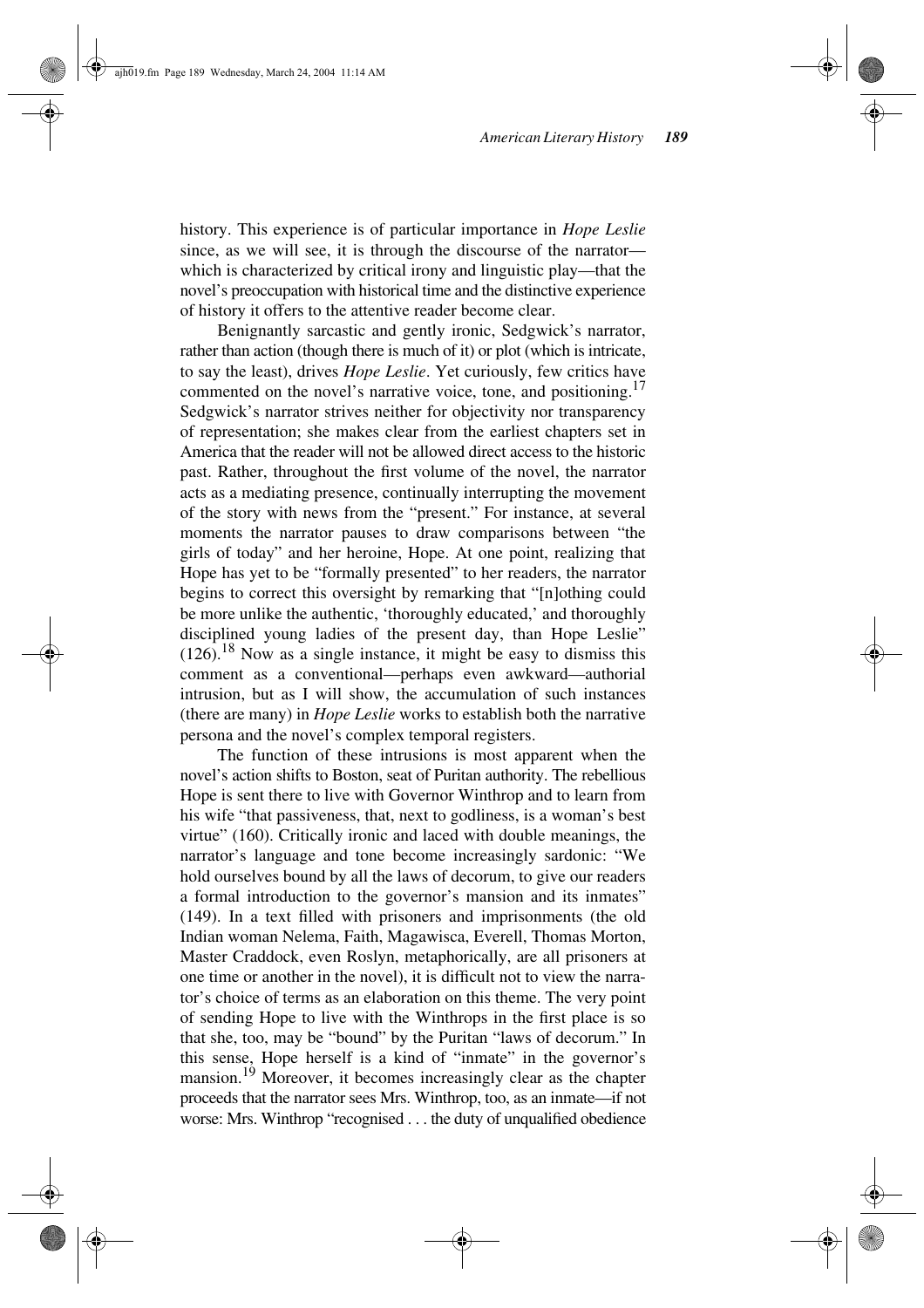history. This experience is of particular importance in *Hope Leslie* since, as we will see, it is through the discourse of the narrator—which is characterized by critical irony and linguistic play—that the novel's preoccupation with historical time and the distinctive experience of history it offers to the attentive reader become clear.

Benignantly sarcastic and gently ironic, Sedgwick's narrator, rather than action (though there is much of it) or plot (which is intricate, to say the least), drives *Hope Leslie*. Yet curiously, few critics have commented on the novel's narrative voice, tone, and positioning.[17] Sedgwick's narrator strives neither for objectivity nor transparency of representation; she makes clear from the earliest chapters set in America that the reader will not be allowed direct access to the historic past. Rather, throughout the first volume of the novel, the narrator acts as a mediating presence, continually interrupting the movement of the story with news from the "present." For instance, at several moments the narrator pauses to draw comparisons between "the girls of today" and her heroine, Hope. At one point, realizing that Hope has yet to be "formally presented" to her readers, the narrator begins to correct this oversight by remarking that "[n]othing could be more unlike the authentic, 'thoroughly educated,' and thoroughly disciplined young ladies of the present day, than Hope Leslie" (126).[18] Now as a single instance, it might be easy to dismiss this comment as a conventional—perhaps even awkward—authorial intrusion, but as I will show, the accumulation of such instances (there are many) in *Hope Leslie* works to establish both the narrative persona and the novel's complex temporal registers.

The function of these intrusions is most apparent when the novel's action shifts to Boston, seat of Puritan authority. The rebellious Hope is sent there to live with Governor Winthrop and to learn from his wife "that passiveness, that, next to godliness, is a woman's best virtue" (160). Critically ironic and laced with double meanings, the narrator's language and tone become increasingly sardonic: "We hold ourselves bound by all the laws of decorum, to give our readers a formal introduction to the governor's mansion and its inmates" (149). In a text filled with prisoners and imprisonments (the old Indian woman Nelema, Faith, Magawisca, Everell, Thomas Morton, Master Craddock, even Roslyn, metaphorically, are all prisoners at one time or another in the novel), it is difficult not to view the narrator's choice of terms as an elaboration on this theme. The very point of sending Hope to live with the Winthrops in the first place is so that she, too, may be "bound" by the Puritan "laws of decorum." In this sense, Hope herself is a kind of "inmate" in the governor's mansion.[19] Moreover, it becomes increasingly clear as the chapter proceeds that the narrator sees Mrs. Winthrop, too, as an inmate—if not worse: Mrs. Winthrop "recognised . . . the duty of unqualified obedience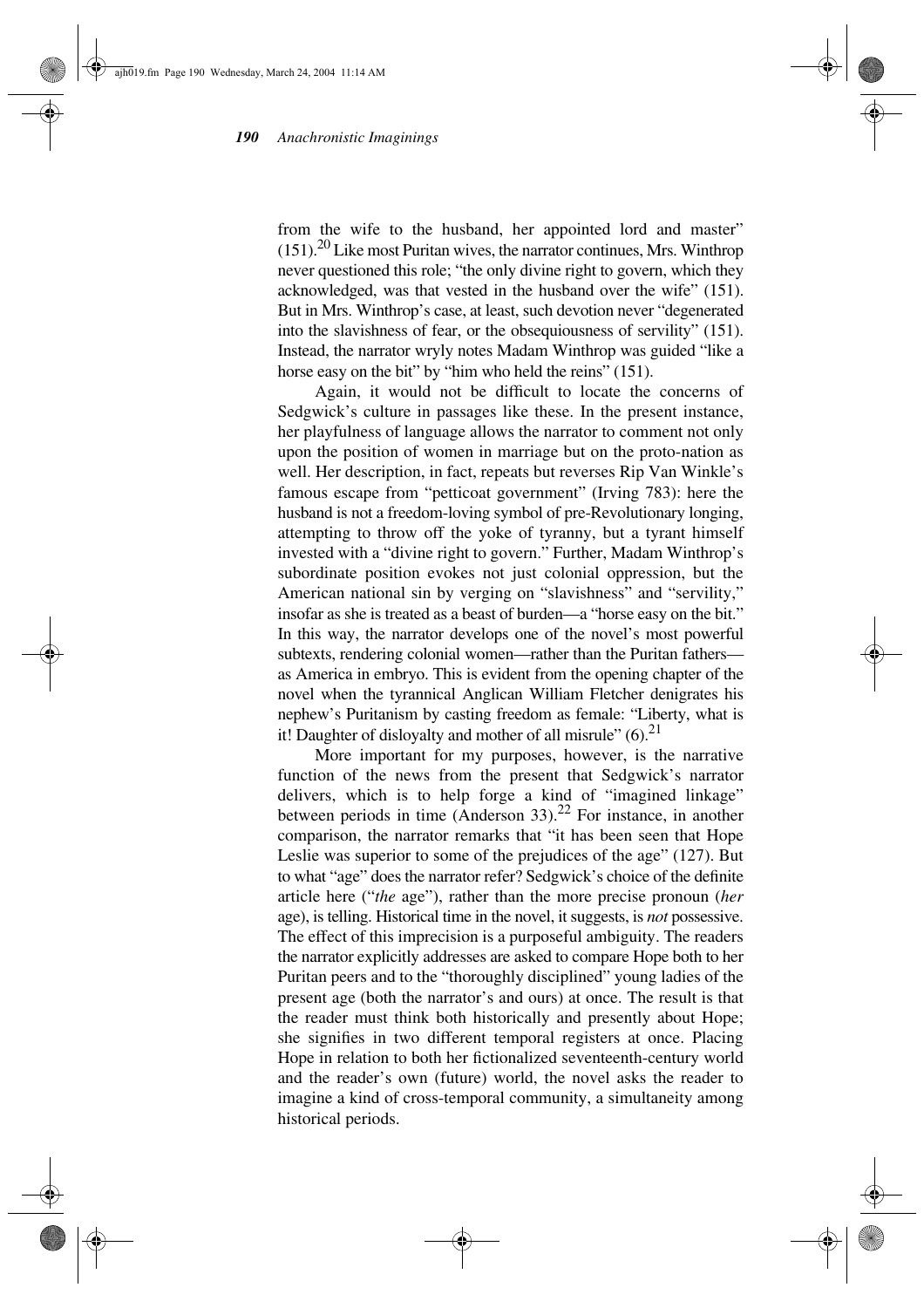from the wife to the husband, her appointed lord and master" (151).[20] Like most Puritan wives, the narrator continues, Mrs. Winthrop never questioned this role; "the only divine right to govern, which they acknowledged, was that vested in the husband over the wife" (151). But in Mrs. Winthrop's case, at least, such devotion never "degenerated into the slavishness of fear, or the obsequiousness of servility" (151). Instead, the narrator wryly notes Madam Winthrop was guided "like a horse easy on the bit" by "him who held the reins" (151).

Again, it would not be difficult to locate the concerns of Sedgwick's culture in passages like these. In the present instance, her playfulness of language allows the narrator to comment not only upon the position of women in marriage but on the proto-nation as well. Her description, in fact, repeats but reverses Rip Van Winkle's famous escape from "petticoat government" (Irving 783): here the husband is not a freedom-loving symbol of pre-Revolutionary longing, attempting to throw off the yoke of tyranny, but a tyrant himself invested with a "divine right to govern." Further, Madam Winthrop's subordinate position evokes not just colonial oppression, but the American national sin by verging on "slavishness" and "servility," insofar as she is treated as a beast of burden—a "horse easy on the bit." In this way, the narrator develops one of the novel's most powerful subtexts, rendering colonial women—rather than the Puritan fathers—as America in embryo. This is evident from the opening chapter of the novel when the tyrannical Anglican William Fletcher denigrates his nephew's Puritanism by casting freedom as female: "Liberty, what is it! Daughter of disloyalty and mother of all misrule" (6).[21]

More important for my purposes, however, is the narrative function of the news from the present that Sedgwick's narrator delivers, which is to help forge a kind of "imagined linkage" between periods in time (Anderson 33).[22] For instance, in another comparison, the narrator remarks that "it has been seen that Hope Leslie was superior to some of the prejudices of the age" (127). But to what "age" does the narrator refer? Sedgwick's choice of the definite article here ("*the* age"), rather than the more precise pronoun (*her* age), is telling. Historical time in the novel, it suggests, is *not* possessive. The effect of this imprecision is a purposeful ambiguity. The readers the narrator explicitly addresses are asked to compare Hope both to her Puritan peers and to the "thoroughly disciplined" young ladies of the present age (both the narrator's and ours) at once. The result is that the reader must think both historically and presently about Hope; she signifies in two different temporal registers at once. Placing Hope in relation to both her fictionalized seventeenth-century world and the reader's own (future) world, the novel asks the reader to imagine a kind of cross-temporal community, a simultaneity among historical periods.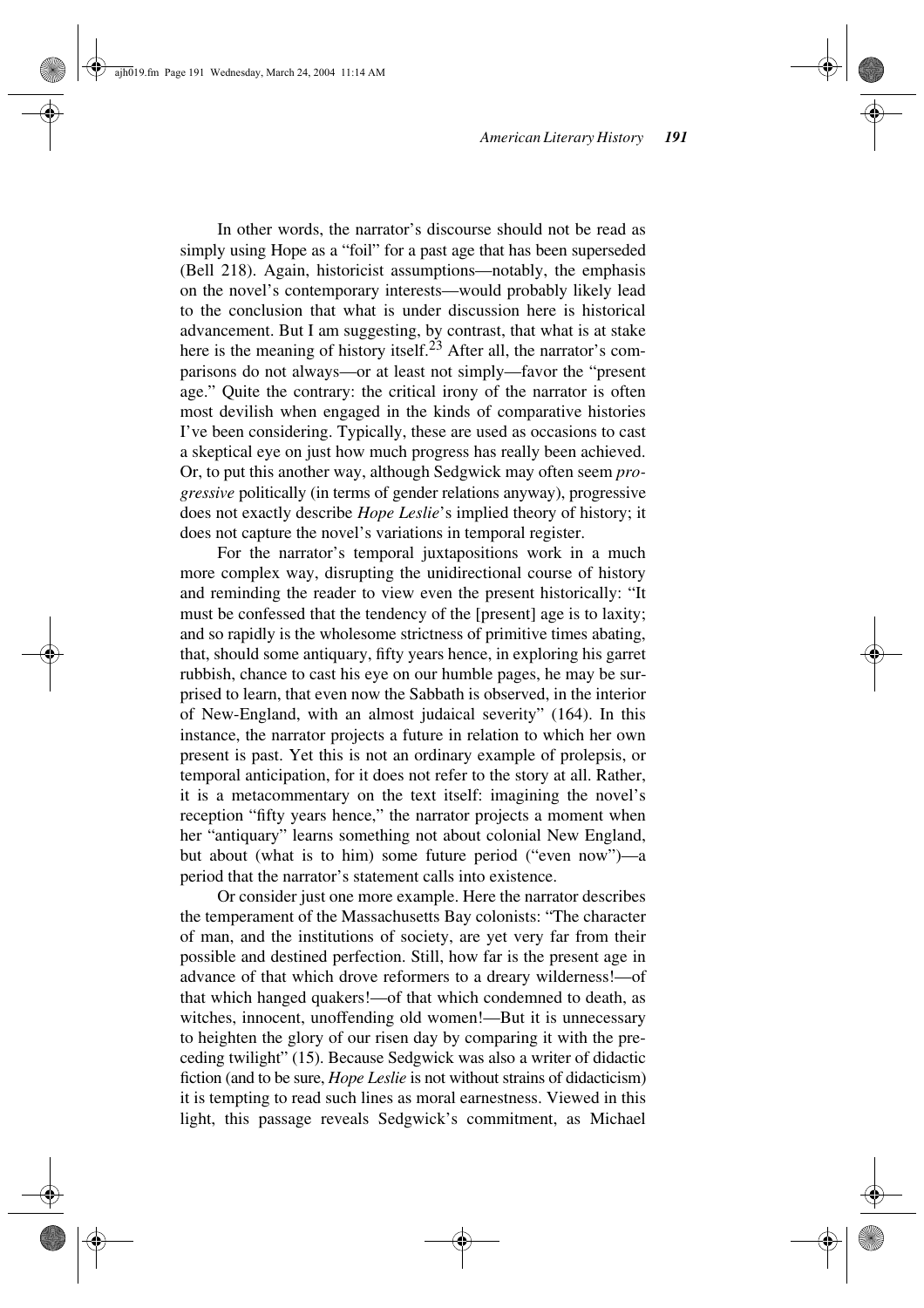In other words, the narrator's discourse should not be read as simply using Hope as a "foil" for a past age that has been superseded (Bell 218). Again, historicist assumptions—notably, the emphasis on the novel's contemporary interests—would probably likely lead to the conclusion that what is under discussion here is historical advancement. But I am suggesting, by contrast, that what is at stake here is the meaning of history itself.[23] After all, the narrator's comparisons do not always—or at least not simply—favor the "present age." Quite the contrary: the critical irony of the narrator is often most devilish when engaged in the kinds of comparative histories I've been considering. Typically, these are used as occasions to cast a skeptical eye on just how much progress has really been achieved. Or, to put this another way, although Sedgwick may often seem *progressive* politically (in terms of gender relations anyway), progressive does not exactly describe *Hope Leslie*'s implied theory of history; it does not capture the novel's variations in temporal register.

For the narrator's temporal juxtapositions work in a much more complex way, disrupting the unidirectional course of history and reminding the reader to view even the present historically: "It must be confessed that the tendency of the [present] age is to laxity; and so rapidly is the wholesome strictness of primitive times abating, that, should some antiquary, fifty years hence, in exploring his garret rubbish, chance to cast his eye on our humble pages, he may be surprised to learn, that even now the Sabbath is observed, in the interior of New-England, with an almost judaical severity" (164). In this instance, the narrator projects a future in relation to which her own present is past. Yet this is not an ordinary example of prolepsis, or temporal anticipation, for it does not refer to the story at all. Rather, it is a metacommentary on the text itself: imagining the novel's reception "fifty years hence," the narrator projects a moment when her "antiquary" learns something not about colonial New England, but about (what is to him) some future period ("even now")—a period that the narrator's statement calls into existence.

Or consider just one more example. Here the narrator describes the temperament of the Massachusetts Bay colonists: "The character of man, and the institutions of society, are yet very far from their possible and destined perfection. Still, how far is the present age in advance of that which drove reformers to a dreary wilderness!—of that which hanged quakers!—of that which condemned to death, as witches, innocent, unoffending old women!—But it is unnecessary to heighten the glory of our risen day by comparing it with the preceding twilight" (15). Because Sedgwick was also a writer of didactic fiction (and to be sure, *Hope Leslie* is not without strains of didacticism) it is tempting to read such lines as moral earnestness. Viewed in this light, this passage reveals Sedgwick's commitment, as Michael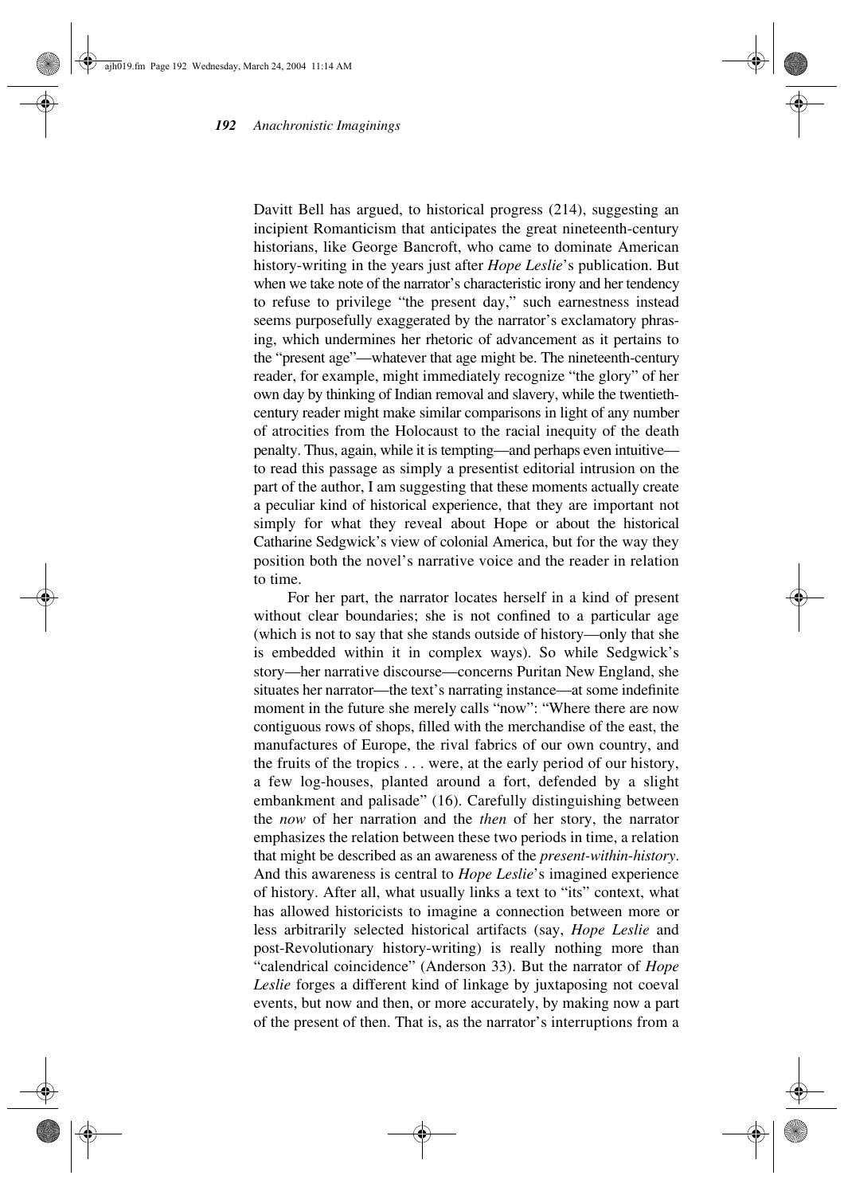Davitt Bell has argued, to historical progress (214), suggesting an incipient Romanticism that anticipates the great nineteenth-century historians, like George Bancroft, who came to dominate American history-writing in the years just after *Hope Leslie*'s publication. But when we take note of the narrator's characteristic irony and her tendency to refuse to privilege "the present day," such earnestness instead seems purposefully exaggerated by the narrator's exclamatory phrasing, which undermines her rhetoric of advancement as it pertains to the "present age"—whatever that age might be. The nineteenth-century reader, for example, might immediately recognize "the glory" of her own day by thinking of Indian removal and slavery, while the twentieth-century reader might make similar comparisons in light of any number of atrocities from the Holocaust to the racial inequity of the death penalty. Thus, again, while it is tempting—and perhaps even intuitive—to read this passage as simply a presentist editorial intrusion on the part of the author, I am suggesting that these moments actually create a peculiar kind of historical experience, that they are important not simply for what they reveal about Hope or about the historical Catharine Sedgwick's view of colonial America, but for the way they position both the novel's narrative voice and the reader in relation to time.

For her part, the narrator locates herself in a kind of present without clear boundaries; she is not confined to a particular age (which is not to say that she stands outside of history—only that she is embedded within it in complex ways). So while Sedgwick's story—her narrative discourse—concerns Puritan New England, she situates her narrator—the text's narrating instance—at some indefinite moment in the future she merely calls "now": "Where there are now contiguous rows of shops, filled with the merchandise of the east, the manufactures of Europe, the rival fabrics of our own country, and the fruits of the tropics . . . were, at the early period of our history, a few log-houses, planted around a fort, defended by a slight embankment and palisade" (16). Carefully distinguishing between the *now* of her narration and the *then* of her story, the narrator emphasizes the relation between these two periods in time, a relation that might be described as an awareness of the *present-within-history*. And this awareness is central to *Hope Leslie*'s imagined experience of history. After all, what usually links a text to "its" context, what has allowed historicists to imagine a connection between more or less arbitrarily selected historical artifacts (say, *Hope Leslie* and post-Revolutionary history-writing) is really nothing more than "calendrical coincidence" (Anderson 33). But the narrator of *Hope Leslie* forges a different kind of linkage by juxtaposing not coeval events, but now and then, or more accurately, by making now a part of the present of then. That is, as the narrator's interruptions from a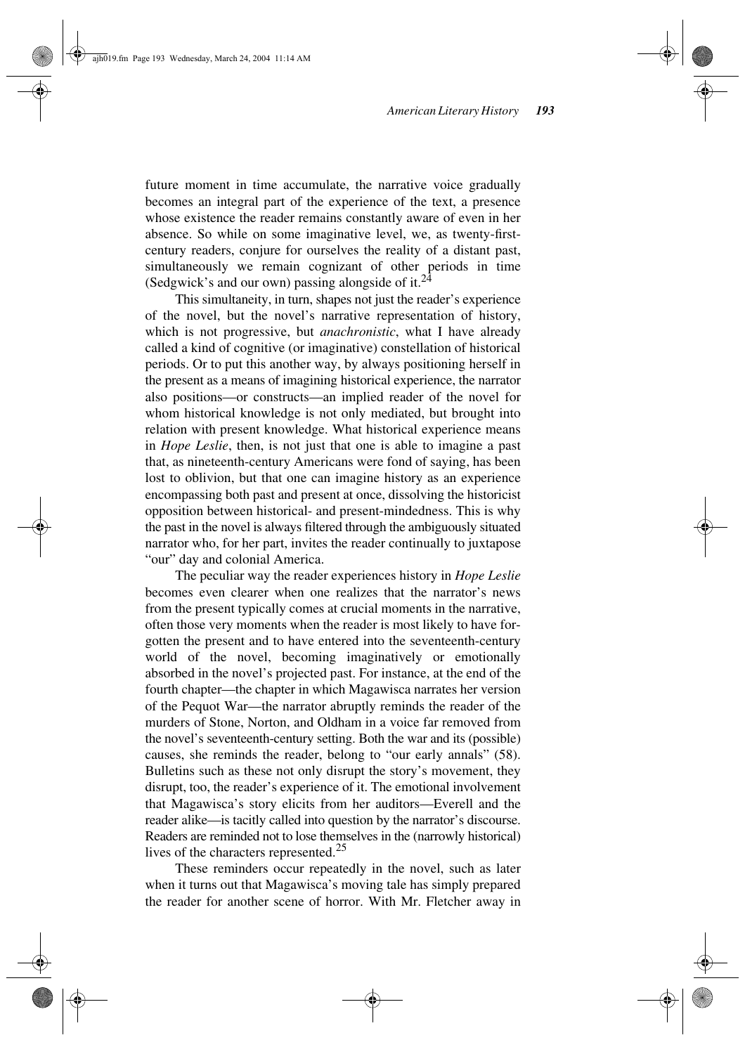future moment in time accumulate, the narrative voice gradually becomes an integral part of the experience of the text, a presence whose existence the reader remains constantly aware of even in her absence. So while on some imaginative level, we, as twenty-first-century readers, conjure for ourselves the reality of a distant past, simultaneously we remain cognizant of other periods in time (Sedgwick's and our own) passing alongside of it.[24]

This simultaneity, in turn, shapes not just the reader's experience of the novel, but the novel's narrative representation of history, which is not progressive, but *anachronistic*, what I have already called a kind of cognitive (or imaginative) constellation of historical periods. Or to put this another way, by always positioning herself in the present as a means of imagining historical experience, the narrator also positions—or constructs—an implied reader of the novel for whom historical knowledge is not only mediated, but brought into relation with present knowledge. What historical experience means in *Hope Leslie*, then, is not just that one is able to imagine a past that, as nineteenth-century Americans were fond of saying, has been lost to oblivion, but that one can imagine history as an experience encompassing both past and present at once, dissolving the historicist opposition between historical- and present-mindedness. This is why the past in the novel is always filtered through the ambiguously situated narrator who, for her part, invites the reader continually to juxtapose "our" day and colonial America.

The peculiar way the reader experiences history in *Hope Leslie* becomes even clearer when one realizes that the narrator's news from the present typically comes at crucial moments in the narrative, often those very moments when the reader is most likely to have forgotten the present and to have entered into the seventeenth-century world of the novel, becoming imaginatively or emotionally absorbed in the novel's projected past. For instance, at the end of the fourth chapter—the chapter in which Magawisca narrates her version of the Pequot War—the narrator abruptly reminds the reader of the murders of Stone, Norton, and Oldham in a voice far removed from the novel's seventeenth-century setting. Both the war and its (possible) causes, she reminds the reader, belong to "our early annals" (58). Bulletins such as these not only disrupt the story's movement, they disrupt, too, the reader's experience of it. The emotional involvement that Magawisca's story elicits from her auditors—Everell and the reader alike—is tacitly called into question by the narrator's discourse. Readers are reminded not to lose themselves in the (narrowly historical) lives of the characters represented.[25]

These reminders occur repeatedly in the novel, such as later when it turns out that Magawisca's moving tale has simply prepared the reader for another scene of horror. With Mr. Fletcher away in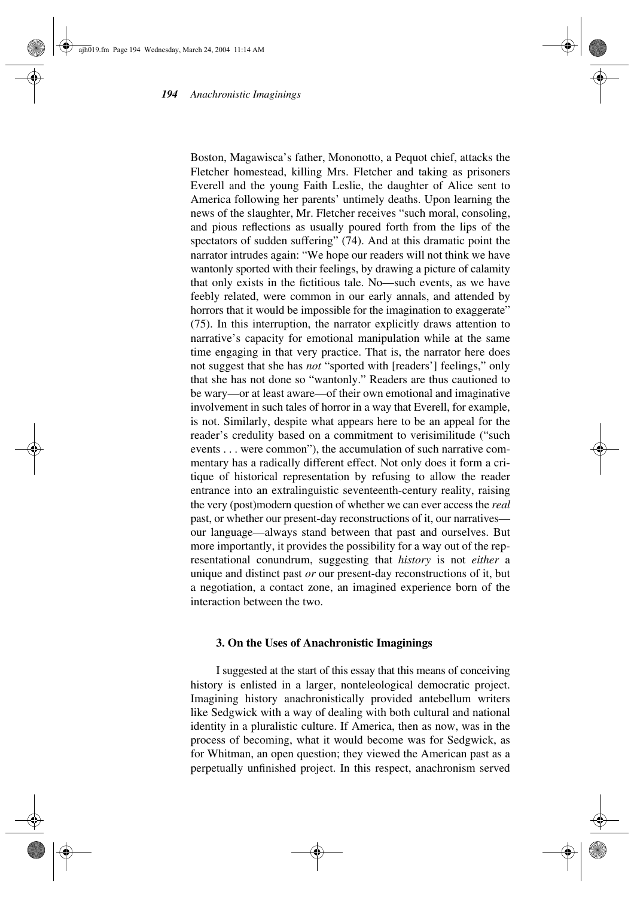Boston, Magawisca's father, Mononotto, a Pequot chief, attacks the Fletcher homestead, killing Mrs. Fletcher and taking as prisoners Everell and the young Faith Leslie, the daughter of Alice sent to America following her parents' untimely deaths. Upon learning the news of the slaughter, Mr. Fletcher receives "such moral, consoling, and pious reflections as usually poured forth from the lips of the spectators of sudden suffering" (74). And at this dramatic point the narrator intrudes again: "We hope our readers will not think we have wantonly sported with their feelings, by drawing a picture of calamity that only exists in the fictitious tale. No—such events, as we have feebly related, were common in our early annals, and attended by horrors that it would be impossible for the imagination to exaggerate" (75). In this interruption, the narrator explicitly draws attention to narrative's capacity for emotional manipulation while at the same time engaging in that very practice. That is, the narrator here does not suggest that she has *not* "sported with [readers'] feelings," only that she has not done so "wantonly." Readers are thus cautioned to be wary—or at least aware—of their own emotional and imaginative involvement in such tales of horror in a way that Everell, for example, is not. Similarly, despite what appears here to be an appeal for the reader's credulity based on a commitment to verisimilitude ("such events . . . were common"), the accumulation of such narrative commentary has a radically different effect. Not only does it form a critique of historical representation by refusing to allow the reader entrance into an extralinguistic seventeenth-century reality, raising the very (post)modern question of whether we can ever access the *real* past, or whether our present-day reconstructions of it, our narratives—our language—always stand between that past and ourselves. But more importantly, it provides the possibility for a way out of the representational conundrum, suggesting that *history* is not *either* a unique and distinct past *or* our present-day reconstructions of it, but a negotiation, a contact zone, an imagined experience born of the interaction between the two.

### 3. On the Uses of Anachronistic Imaginings

I suggested at the start of this essay that this means of conceiving history is enlisted in a larger, nonteleological democratic project. Imagining history anachronistically provided antebellum writers like Sedgwick with a way of dealing with both cultural and national identity in a pluralistic culture. If America, then as now, was in the process of becoming, what it would become was for Sedgwick, as for Whitman, an open question; they viewed the American past as a perpetually unfinished project. In this respect, anachronism served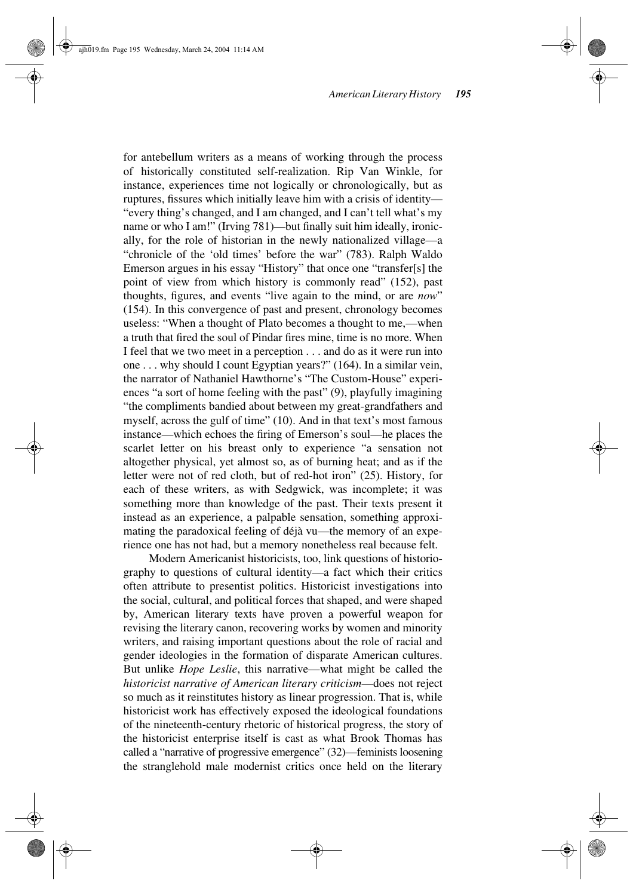for antebellum writers as a means of working through the process of historically constituted self-realization. Rip Van Winkle, for instance, experiences time not logically or chronologically, but as ruptures, fissures which initially leave him with a crisis of identity—"every thing's changed, and I am changed, and I can't tell what's my name or who I am!" (Irving 781)—but finally suit him ideally, ironically, for the role of historian in the newly nationalized village—a "chronicle of the 'old times' before the war" (783). Ralph Waldo Emerson argues in his essay "History" that once one "transfer[s] the point of view from which history is commonly read" (152), past thoughts, figures, and events "live again to the mind, or are *now*" (154). In this convergence of past and present, chronology becomes useless: "When a thought of Plato becomes a thought to me,—when a truth that fired the soul of Pindar fires mine, time is no more. When I feel that we two meet in a perception . . . and do as it were run into one . . . why should I count Egyptian years?" (164). In a similar vein, the narrator of Nathaniel Hawthorne's "The Custom-House" experiences "a sort of home feeling with the past" (9), playfully imagining "the compliments bandied about between my great-grandfathers and myself, across the gulf of time" (10). And in that text's most famous instance—which echoes the firing of Emerson's soul—he places the scarlet letter on his breast only to experience "a sensation not altogether physical, yet almost so, as of burning heat; and as if the letter were not of red cloth, but of red-hot iron" (25). History, for each of these writers, as with Sedgwick, was incomplete; it was something more than knowledge of the past. Their texts present it instead as an experience, a palpable sensation, something approximating the paradoxical feeling of déjà vu—the memory of an experience one has not had, but a memory nonetheless real because felt.

Modern Americanist historicists, too, link questions of historiography to questions of cultural identity—a fact which their critics often attribute to presentist politics. Historicist investigations into the social, cultural, and political forces that shaped, and were shaped by, American literary texts have proven a powerful weapon for revising the literary canon, recovering works by women and minority writers, and raising important questions about the role of racial and gender ideologies in the formation of disparate American cultures. But unlike *Hope Leslie*, this narrative—what might be called the *historicist narrative of American literary criticism*—does not reject so much as it reinstitutes history as linear progression. That is, while historicist work has effectively exposed the ideological foundations of the nineteenth-century rhetoric of historical progress, the story of the historicist enterprise itself is cast as what Brook Thomas has called a "narrative of progressive emergence" (32)—feminists loosening the stranglehold male modernist critics once held on the literary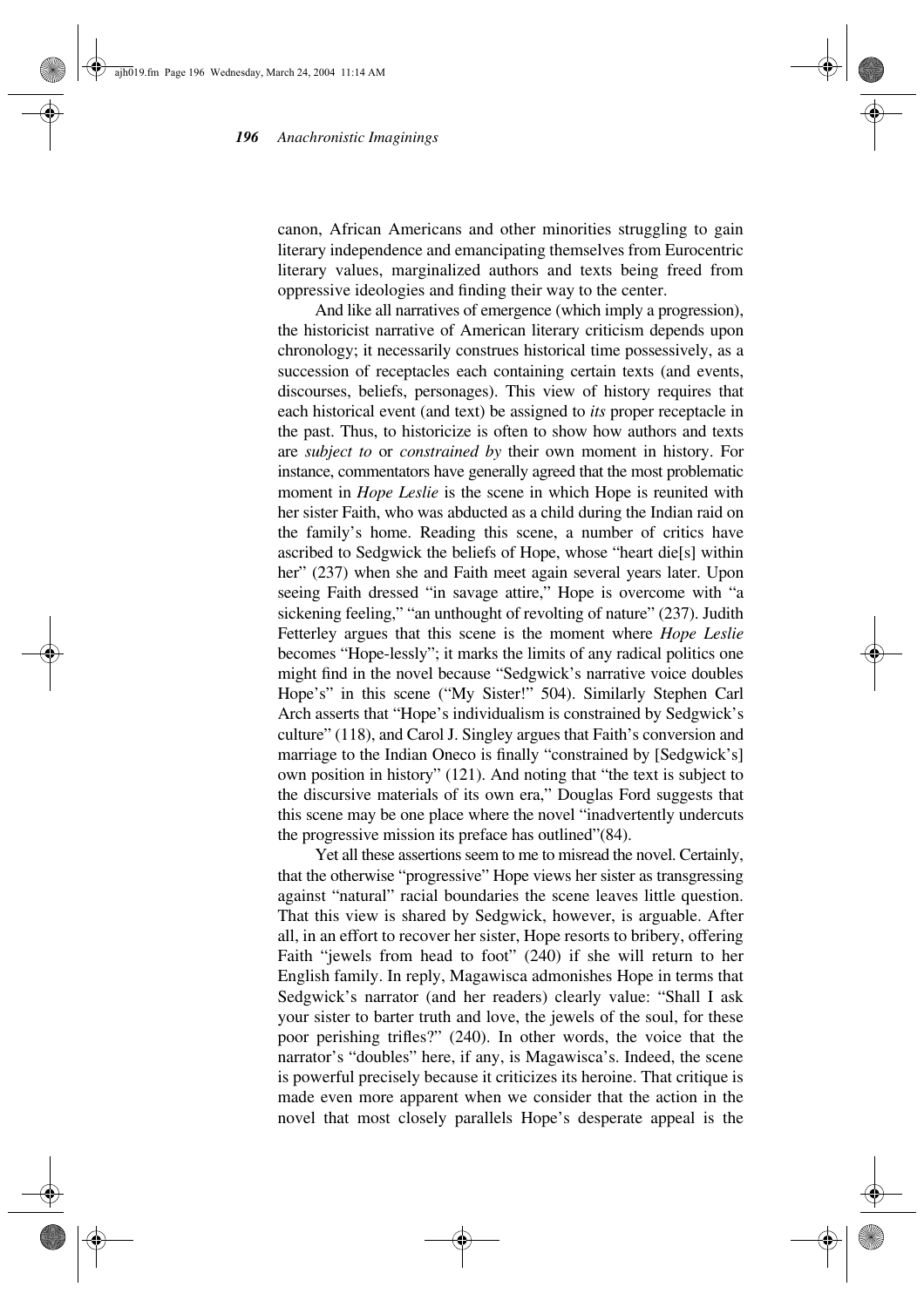canon, African Americans and other minorities struggling to gain literary independence and emancipating themselves from Eurocentric literary values, marginalized authors and texts being freed from oppressive ideologies and finding their way to the center.

And like all narratives of emergence (which imply a progression), the historicist narrative of American literary criticism depends upon chronology; it necessarily construes historical time possessively, as a succession of receptacles each containing certain texts (and events, discourses, beliefs, personages). This view of history requires that each historical event (and text) be assigned to *its* proper receptacle in the past. Thus, to historicize is often to show how authors and texts are *subject to* or *constrained by* their own moment in history. For instance, commentators have generally agreed that the most problematic moment in *Hope Leslie* is the scene in which Hope is reunited with her sister Faith, who was abducted as a child during the Indian raid on the family's home. Reading this scene, a number of critics have ascribed to Sedgwick the beliefs of Hope, whose "heart die[s] within her" (237) when she and Faith meet again several years later. Upon seeing Faith dressed "in savage attire," Hope is overcome with "a sickening feeling," "an unthought of revolting of nature" (237). Judith Fetterley argues that this scene is the moment where *Hope Leslie* becomes "Hope-lessly"; it marks the limits of any radical politics one might find in the novel because "Sedgwick's narrative voice doubles Hope's" in this scene ("My Sister!" 504). Similarly Stephen Carl Arch asserts that "Hope's individualism is constrained by Sedgwick's culture" (118), and Carol J. Singley argues that Faith's conversion and marriage to the Indian Oneco is finally "constrained by [Sedgwick's] own position in history" (121). And noting that "the text is subject to the discursive materials of its own era," Douglas Ford suggests that this scene may be one place where the novel "inadvertently undercuts the progressive mission its preface has outlined"(84).

Yet all these assertions seem to me to misread the novel. Certainly, that the otherwise "progressive" Hope views her sister as transgressing against "natural" racial boundaries the scene leaves little question. That this view is shared by Sedgwick, however, is arguable. After all, in an effort to recover her sister, Hope resorts to bribery, offering Faith "jewels from head to foot" (240) if she will return to her English family. In reply, Magawisca admonishes Hope in terms that Sedgwick's narrator (and her readers) clearly value: "Shall I ask your sister to barter truth and love, the jewels of the soul, for these poor perishing trifles?" (240). In other words, the voice that the narrator's "doubles" here, if any, is Magawisca's. Indeed, the scene is powerful precisely because it criticizes its heroine. That critique is made even more apparent when we consider that the action in the novel that most closely parallels Hope's desperate appeal is the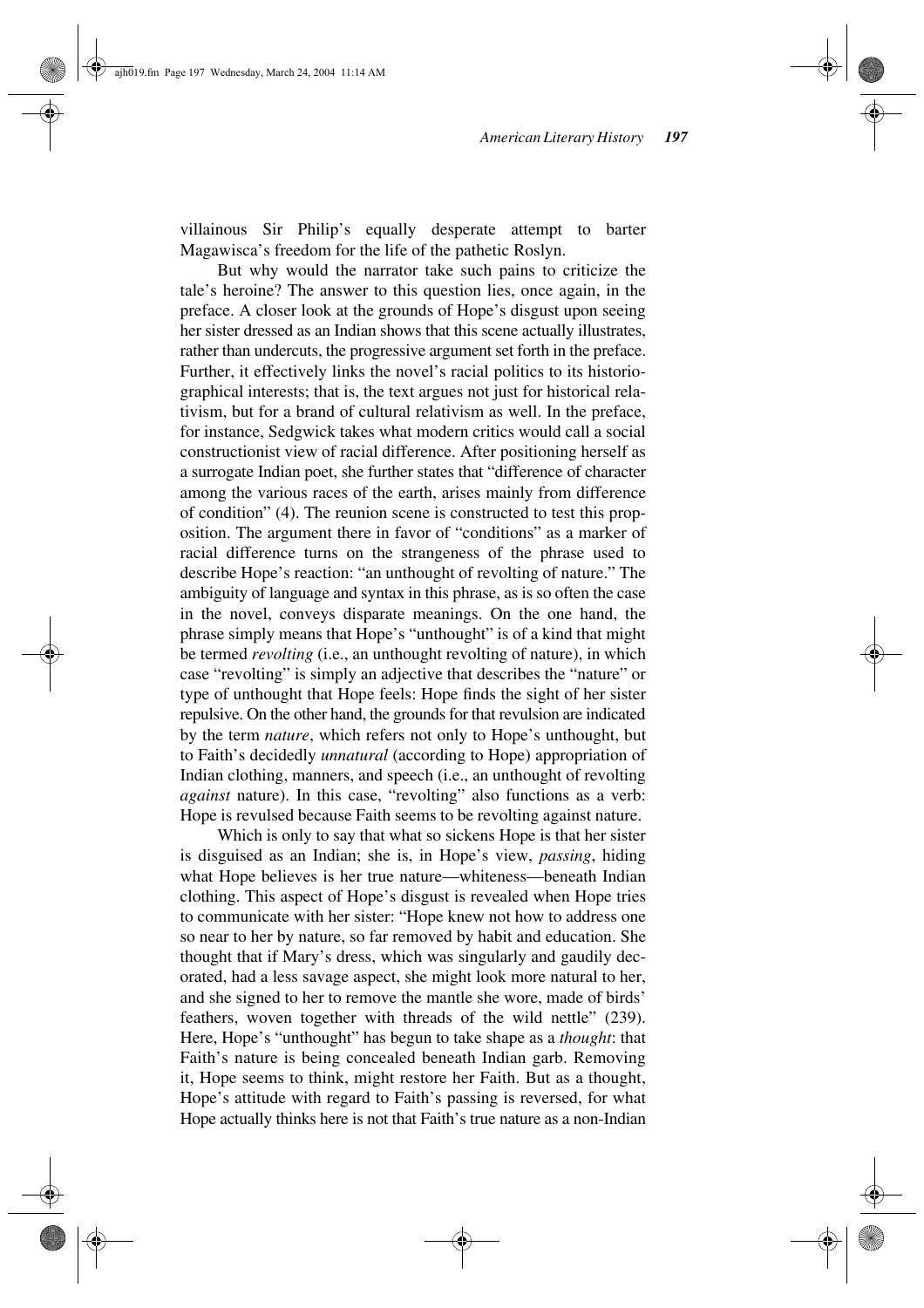villainous Sir Philip's equally desperate attempt to barter Magawisca's freedom for the life of the pathetic Roslyn.

But why would the narrator take such pains to criticize the tale's heroine? The answer to this question lies, once again, in the preface. A closer look at the grounds of Hope's disgust upon seeing her sister dressed as an Indian shows that this scene actually illustrates, rather than undercuts, the progressive argument set forth in the preface. Further, it effectively links the novel's racial politics to its historiographical interests; that is, the text argues not just for historical relativism, but for a brand of cultural relativism as well. In the preface, for instance, Sedgwick takes what modern critics would call a social constructionist view of racial difference. After positioning herself as a surrogate Indian poet, she further states that "difference of character among the various races of the earth, arises mainly from difference of condition" (4). The reunion scene is constructed to test this proposition. The argument there in favor of "conditions" as a marker of racial difference turns on the strangeness of the phrase used to describe Hope's reaction: "an unthought of revolting of nature." The ambiguity of language and syntax in this phrase, as is so often the case in the novel, conveys disparate meanings. On the one hand, the phrase simply means that Hope's "unthought" is of a kind that might be termed *revolting* (i.e., an unthought revolting of nature), in which case "revolting" is simply an adjective that describes the "nature" or type of unthought that Hope feels: Hope finds the sight of her sister repulsive. On the other hand, the grounds for that revulsion are indicated by the term *nature*, which refers not only to Hope's unthought, but to Faith's decidedly *unnatural* (according to Hope) appropriation of Indian clothing, manners, and speech (i.e., an unthought of revolting *against* nature). In this case, "revolting" also functions as a verb: Hope is revulsed because Faith seems to be revolting against nature.

Which is only to say that what so sickens Hope is that her sister is disguised as an Indian; she is, in Hope's view, *passing*, hiding what Hope believes is her true nature—whiteness—beneath Indian clothing. This aspect of Hope's disgust is revealed when Hope tries to communicate with her sister: "Hope knew not how to address one so near to her by nature, so far removed by habit and education. She thought that if Mary's dress, which was singularly and gaudily decorated, had a less savage aspect, she might look more natural to her, and she signed to her to remove the mantle she wore, made of birds' feathers, woven together with threads of the wild nettle" (239). Here, Hope's "unthought" has begun to take shape as a *thought*: that Faith's nature is being concealed beneath Indian garb. Removing it, Hope seems to think, might restore her Faith. But as a thought, Hope's attitude with regard to Faith's passing is reversed, for what Hope actually thinks here is not that Faith's true nature as a non-Indian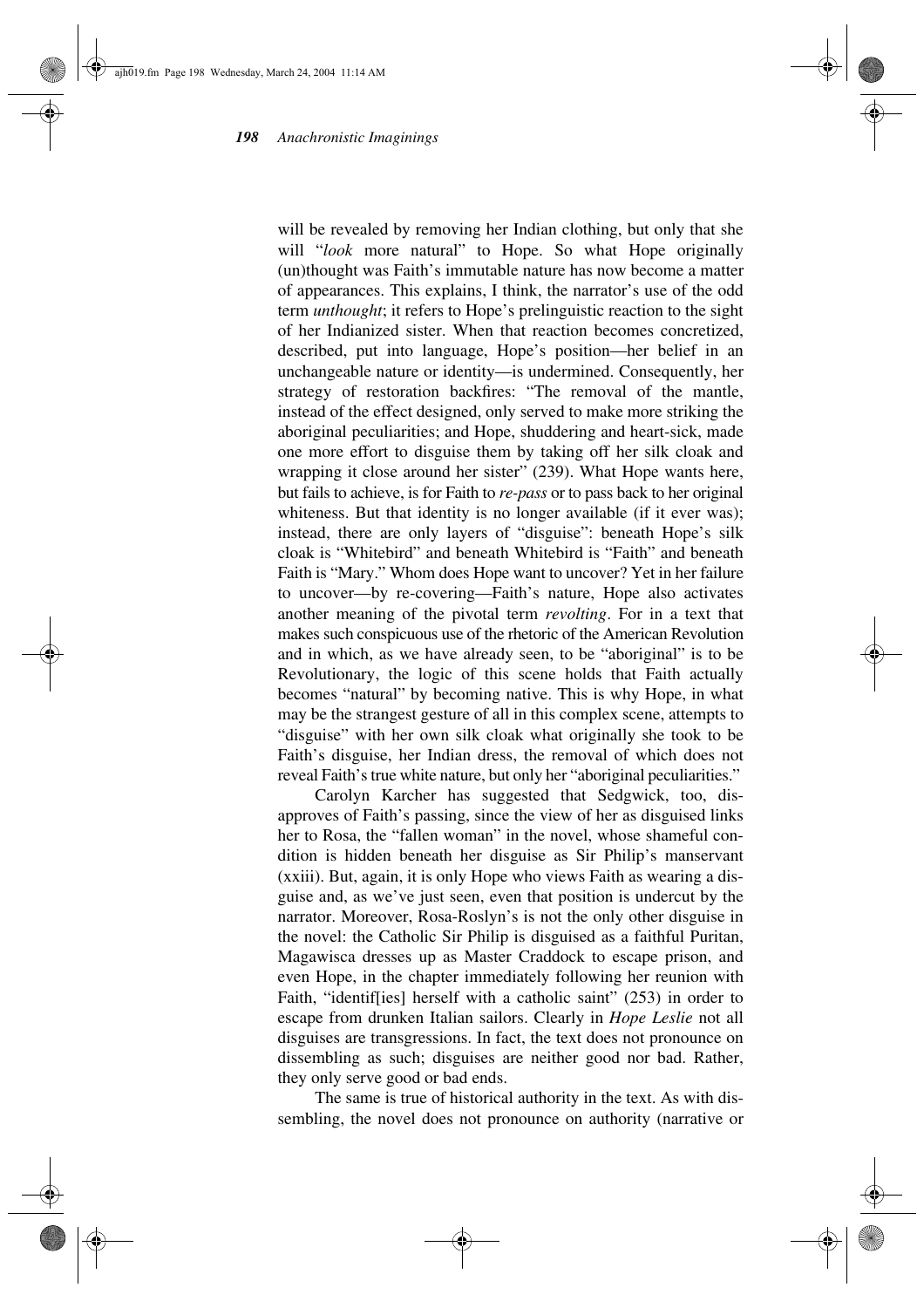will be revealed by removing her Indian clothing, but only that she will "*look* more natural" to Hope. So what Hope originally (un)thought was Faith's immutable nature has now become a matter of appearances. This explains, I think, the narrator's use of the odd term *unthought*; it refers to Hope's prelinguistic reaction to the sight of her Indianized sister. When that reaction becomes concretized, described, put into language, Hope's position—her belief in an unchangeable nature or identity—is undermined. Consequently, her strategy of restoration backfires: "The removal of the mantle, instead of the effect designed, only served to make more striking the aboriginal peculiarities; and Hope, shuddering and heart-sick, made one more effort to disguise them by taking off her silk cloak and wrapping it close around her sister" (239). What Hope wants here, but fails to achieve, is for Faith to *re-pass* or to pass back to her original whiteness. But that identity is no longer available (if it ever was); instead, there are only layers of "disguise": beneath Hope's silk cloak is "Whitebird" and beneath Whitebird is "Faith" and beneath Faith is "Mary." Whom does Hope want to uncover? Yet in her failure to uncover—by re-covering—Faith's nature, Hope also activates another meaning of the pivotal term *revolting*. For in a text that makes such conspicuous use of the rhetoric of the American Revolution and in which, as we have already seen, to be "aboriginal" is to be Revolutionary, the logic of this scene holds that Faith actually becomes "natural" by becoming native. This is why Hope, in what may be the strangest gesture of all in this complex scene, attempts to "disguise" with her own silk cloak what originally she took to be Faith's disguise, her Indian dress, the removal of which does not reveal Faith's true white nature, but only her "aboriginal peculiarities."

Carolyn Karcher has suggested that Sedgwick, too, disapproves of Faith's passing, since the view of her as disguised links her to Rosa, the "fallen woman" in the novel, whose shameful condition is hidden beneath her disguise as Sir Philip's manservant (xxiii). But, again, it is only Hope who views Faith as wearing a disguise and, as we've just seen, even that position is undercut by the narrator. Moreover, Rosa-Roslyn's is not the only other disguise in the novel: the Catholic Sir Philip is disguised as a faithful Puritan, Magawisca dresses up as Master Craddock to escape prison, and even Hope, in the chapter immediately following her reunion with Faith, "identif[ies] herself with a catholic saint" (253) in order to escape from drunken Italian sailors. Clearly in *Hope Leslie* not all disguises are transgressions. In fact, the text does not pronounce on dissembling as such; disguises are neither good nor bad. Rather, they only serve good or bad ends.

The same is true of historical authority in the text. As with dissembling, the novel does not pronounce on authority (narrative or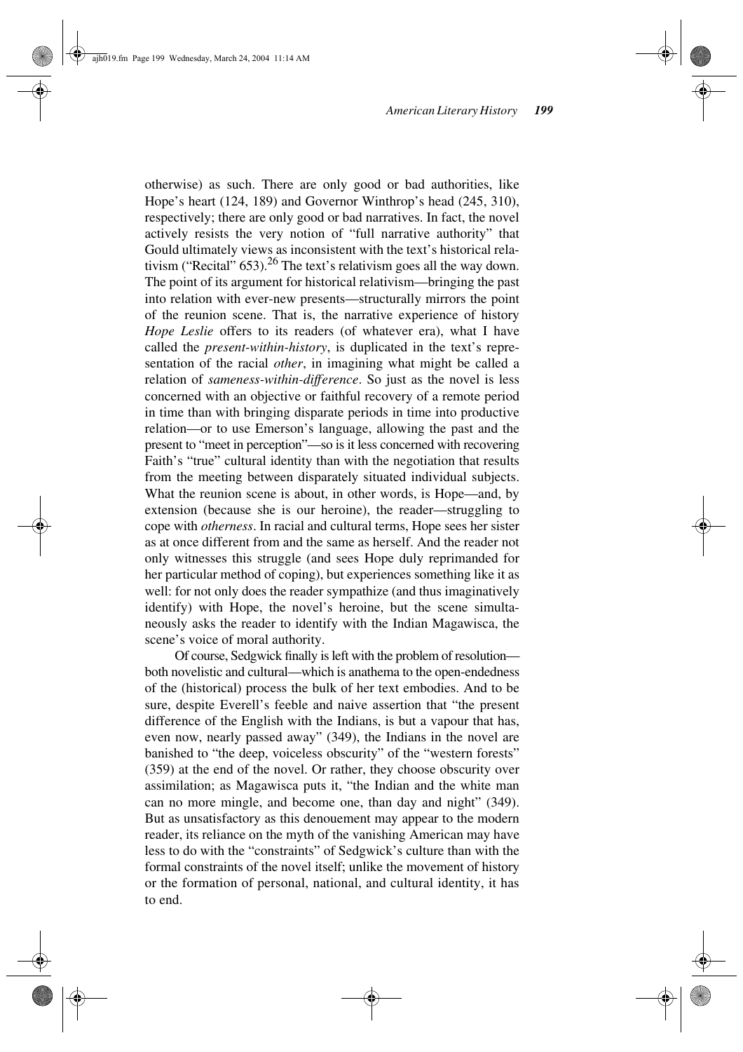otherwise) as such. There are only good or bad authorities, like Hope's heart (124, 189) and Governor Winthrop's head (245, 310), respectively; there are only good or bad narratives. In fact, the novel actively resists the very notion of "full narrative authority" that Gould ultimately views as inconsistent with the text's historical relativism ("Recital" 653).[26] The text's relativism goes all the way down. The point of its argument for historical relativism—bringing the past into relation with ever-new presents—structurally mirrors the point of the reunion scene. That is, the narrative experience of history *Hope Leslie* offers to its readers (of whatever era), what I have called the *present-within-history*, is duplicated in the text's representation of the racial *other*, in imagining what might be called a relation of *sameness-within-difference*. So just as the novel is less concerned with an objective or faithful recovery of a remote period in time than with bringing disparate periods in time into productive relation—or to use Emerson's language, allowing the past and the present to "meet in perception"—so is it less concerned with recovering Faith's "true" cultural identity than with the negotiation that results from the meeting between disparately situated individual subjects. What the reunion scene is about, in other words, is Hope—and, by extension (because she is our heroine), the reader—struggling to cope with *otherness*. In racial and cultural terms, Hope sees her sister as at once different from and the same as herself. And the reader not only witnesses this struggle (and sees Hope duly reprimanded for her particular method of coping), but experiences something like it as well: for not only does the reader sympathize (and thus imaginatively identify) with Hope, the novel's heroine, but the scene simultaneously asks the reader to identify with the Indian Magawisca, the scene's voice of moral authority.

Of course, Sedgwick finally is left with the problem of resolution—both novelistic and cultural—which is anathema to the open-endedness of the (historical) process the bulk of her text embodies. And to be sure, despite Everell's feeble and naive assertion that "the present difference of the English with the Indians, is but a vapour that has, even now, nearly passed away" (349), the Indians in the novel are banished to "the deep, voiceless obscurity" of the "western forests" (359) at the end of the novel. Or rather, they choose obscurity over assimilation; as Magawisca puts it, "the Indian and the white man can no more mingle, and become one, than day and night" (349). But as unsatisfactory as this denouement may appear to the modern reader, its reliance on the myth of the vanishing American may have less to do with the "constraints" of Sedgwick's culture than with the formal constraints of the novel itself; unlike the movement of history or the formation of personal, national, and cultural identity, it has to end.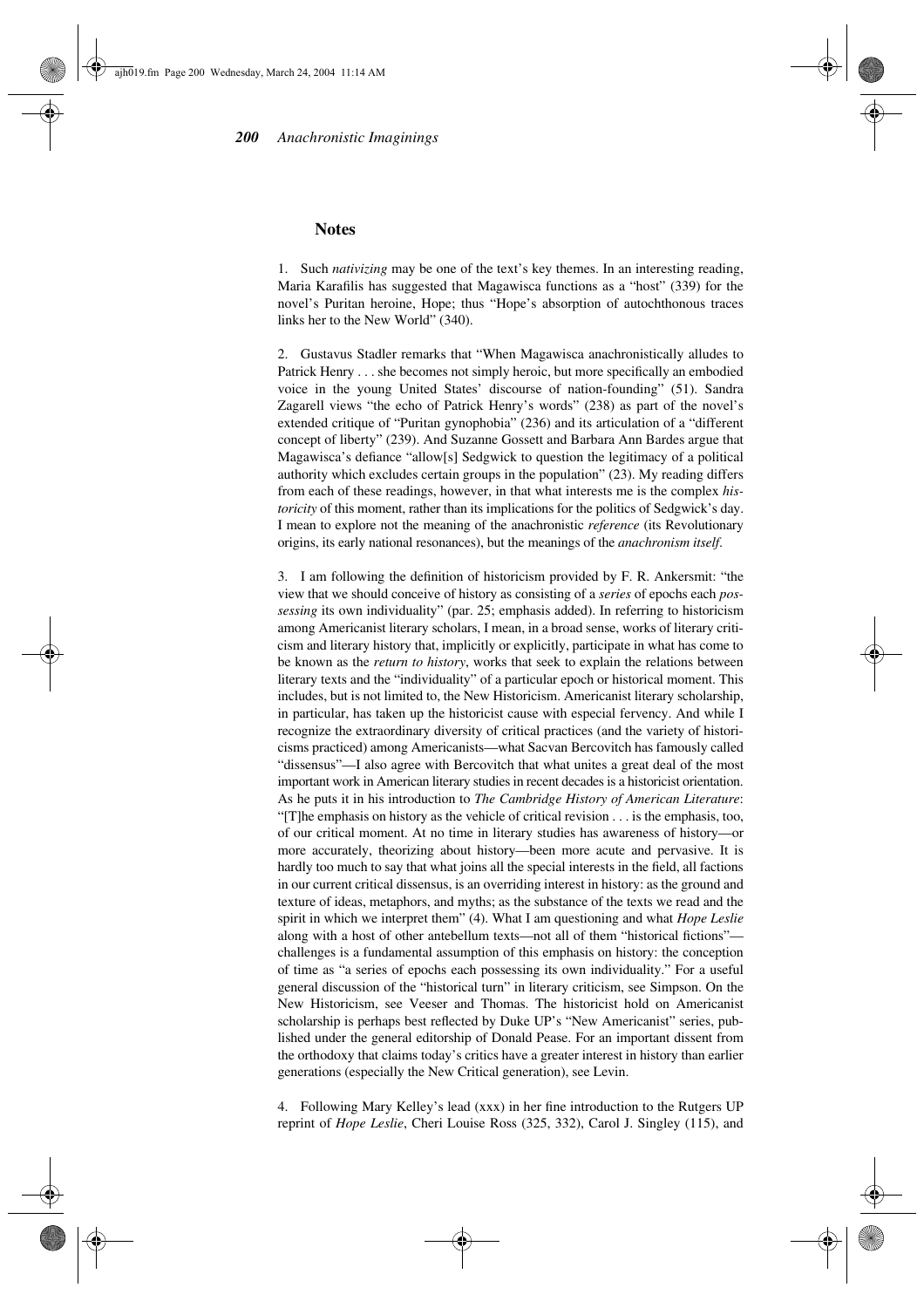## Notes

1. Such *nativizing* may be one of the text's key themes. In an interesting reading, Maria Karafilis has suggested that Magawisca functions as a "host" (339) for the novel's Puritan heroine, Hope; thus "Hope's absorption of autochthonous traces links her to the New World" (340).

2. Gustavus Stadler remarks that "When Magawisca anachronistically alludes to Patrick Henry . . . she becomes not simply heroic, but more specifically an embodied voice in the young United States' discourse of nation-founding" (51). Sandra Zagarell views "the echo of Patrick Henry's words" (238) as part of the novel's extended critique of "Puritan gynophobia" (236) and its articulation of a "different concept of liberty" (239). And Suzanne Gossett and Barbara Ann Bardes argue that Magawisca's defiance "allow[s] Sedgwick to question the legitimacy of a political authority which excludes certain groups in the population" (23). My reading differs from each of these readings, however, in that what interests me is the complex *historicity* of this moment, rather than its implications for the politics of Sedgwick's day. I mean to explore not the meaning of the anachronistic *reference* (its Revolutionary origins, its early national resonances), but the meanings of the *anachronism itself*.

3. I am following the definition of historicism provided by F. R. Ankersmit: "the view that we should conceive of history as consisting of a *series* of epochs each *possessing* its own individuality" (par. 25; emphasis added). In referring to historicism among Americanist literary scholars, I mean, in a broad sense, works of literary criticism and literary history that, implicitly or explicitly, participate in what has come to be known as the *return to history*, works that seek to explain the relations between literary texts and the "individuality" of a particular epoch or historical moment. This includes, but is not limited to, the New Historicism. Americanist literary scholarship, in particular, has taken up the historicist cause with especial fervency. And while I recognize the extraordinary diversity of critical practices (and the variety of historicisms practiced) among Americanists—what Sacvan Bercovitch has famously called "dissensus"—I also agree with Bercovitch that what unites a great deal of the most important work in American literary studies in recent decades is a historicist orientation. As he puts it in his introduction to *The Cambridge History of American Literature*: "[T]he emphasis on history as the vehicle of critical revision . . . is the emphasis, too, of our critical moment. At no time in literary studies has awareness of history—or more accurately, theorizing about history—been more acute and pervasive. It is hardly too much to say that what joins all the special interests in the field, all factions in our current critical dissensus, is an overriding interest in history: as the ground and texture of ideas, metaphors, and myths; as the substance of the texts we read and the spirit in which we interpret them" (4). What I am questioning and what *Hope Leslie* along with a host of other antebellum texts—not all of them "historical fictions"—challenges is a fundamental assumption of this emphasis on history: the conception of time as "a series of epochs each possessing its own individuality." For a useful general discussion of the "historical turn" in literary criticism, see Simpson. On the New Historicism, see Veeser and Thomas. The historicist hold on Americanist scholarship is perhaps best reflected by Duke UP's "New Americanist" series, published under the general editorship of Donald Pease. For an important dissent from the orthodoxy that claims today's critics have a greater interest in history than earlier generations (especially the New Critical generation), see Levin.

4. Following Mary Kelley's lead (xxx) in her fine introduction to the Rutgers UP reprint of *Hope Leslie*, Cheri Louise Ross (325, 332), Carol J. Singley (115), and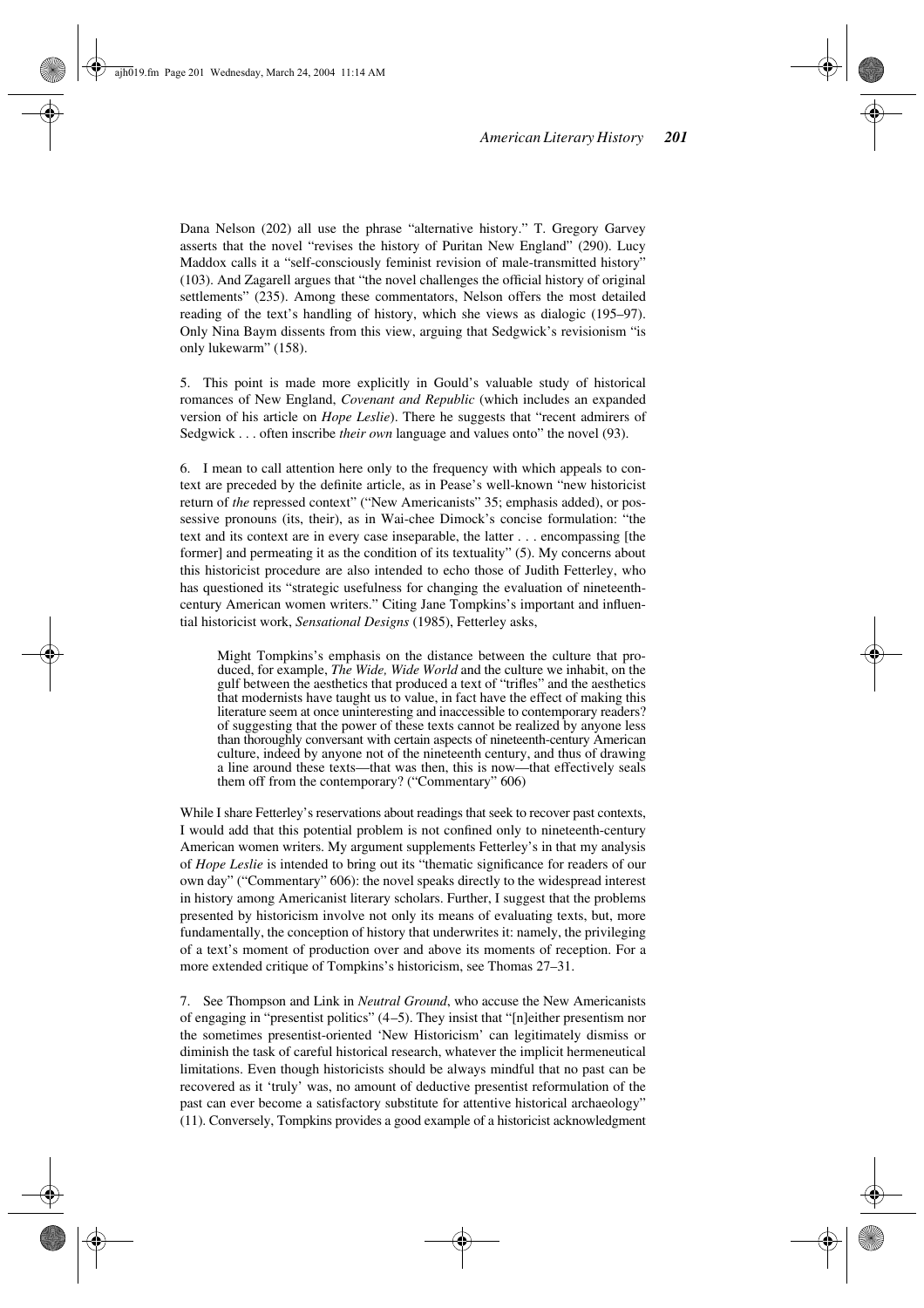Dana Nelson (202) all use the phrase "alternative history." T. Gregory Garvey asserts that the novel "revises the history of Puritan New England" (290). Lucy Maddox calls it a "self-consciously feminist revision of male-transmitted history" (103). And Zagarell argues that "the novel challenges the official history of original settlements" (235). Among these commentators, Nelson offers the most detailed reading of the text's handling of history, which she views as dialogic (195–97). Only Nina Baym dissents from this view, arguing that Sedgwick's revisionism "is only lukewarm" (158).

5. This point is made more explicitly in Gould's valuable study of historical romances of New England, *Covenant and Republic* (which includes an expanded version of his article on *Hope Leslie*). There he suggests that "recent admirers of Sedgwick . . . often inscribe *their own* language and values onto" the novel (93).

6. I mean to call attention here only to the frequency with which appeals to context are preceded by the definite article, as in Pease's well-known "new historicist return of *the* repressed context" ("New Americanists" 35; emphasis added), or possessive pronouns (its, their), as in Wai-chee Dimock's concise formulation: "the text and its context are in every case inseparable, the latter . . . encompassing [the former] and permeating it as the condition of its textuality" (5). My concerns about this historicist procedure are also intended to echo those of Judith Fetterley, who has questioned its "strategic usefulness for changing the evaluation of nineteenth-century American women writers." Citing Jane Tompkins's important and influential historicist work, *Sensational Designs* (1985), Fetterley asks,

> Might Tompkins's emphasis on the distance between the culture that produced, for example, *The Wide, Wide World* and the culture we inhabit, on the gulf between the aesthetics that produced a text of "trifles" and the aesthetics that modernists have taught us to value, in fact have the effect of making this literature seem at once uninteresting and inaccessible to contemporary readers? of suggesting that the power of these texts cannot be realized by anyone less than thoroughly conversant with certain aspects of nineteenth-century American culture, indeed by anyone not of the nineteenth century, and thus of drawing a line around these texts—that was then, this is now—that effectively seals them off from the contemporary? ("Commentary" 606)

While I share Fetterley's reservations about readings that seek to recover past contexts, I would add that this potential problem is not confined only to nineteenth-century American women writers. My argument supplements Fetterley's in that my analysis of *Hope Leslie* is intended to bring out its "thematic significance for readers of our own day" ("Commentary" 606): the novel speaks directly to the widespread interest in history among Americanist literary scholars. Further, I suggest that the problems presented by historicism involve not only its means of evaluating texts, but, more fundamentally, the conception of history that underwrites it: namely, the privileging of a text's moment of production over and above its moments of reception. For a more extended critique of Tompkins's historicism, see Thomas 27–31.

7. See Thompson and Link in *Neutral Ground*, who accuse the New Americanists of engaging in "presentist politics" (4–5). They insist that "[n]either presentism nor the sometimes presentist-oriented 'New Historicism' can legitimately dismiss or diminish the task of careful historical research, whatever the implicit hermeneutical limitations. Even though historicists should be always mindful that no past can be recovered as it 'truly' was, no amount of deductive presentist reformulation of the past can ever become a satisfactory substitute for attentive historical archaeology" (11). Conversely, Tompkins provides a good example of a historicist acknowledgment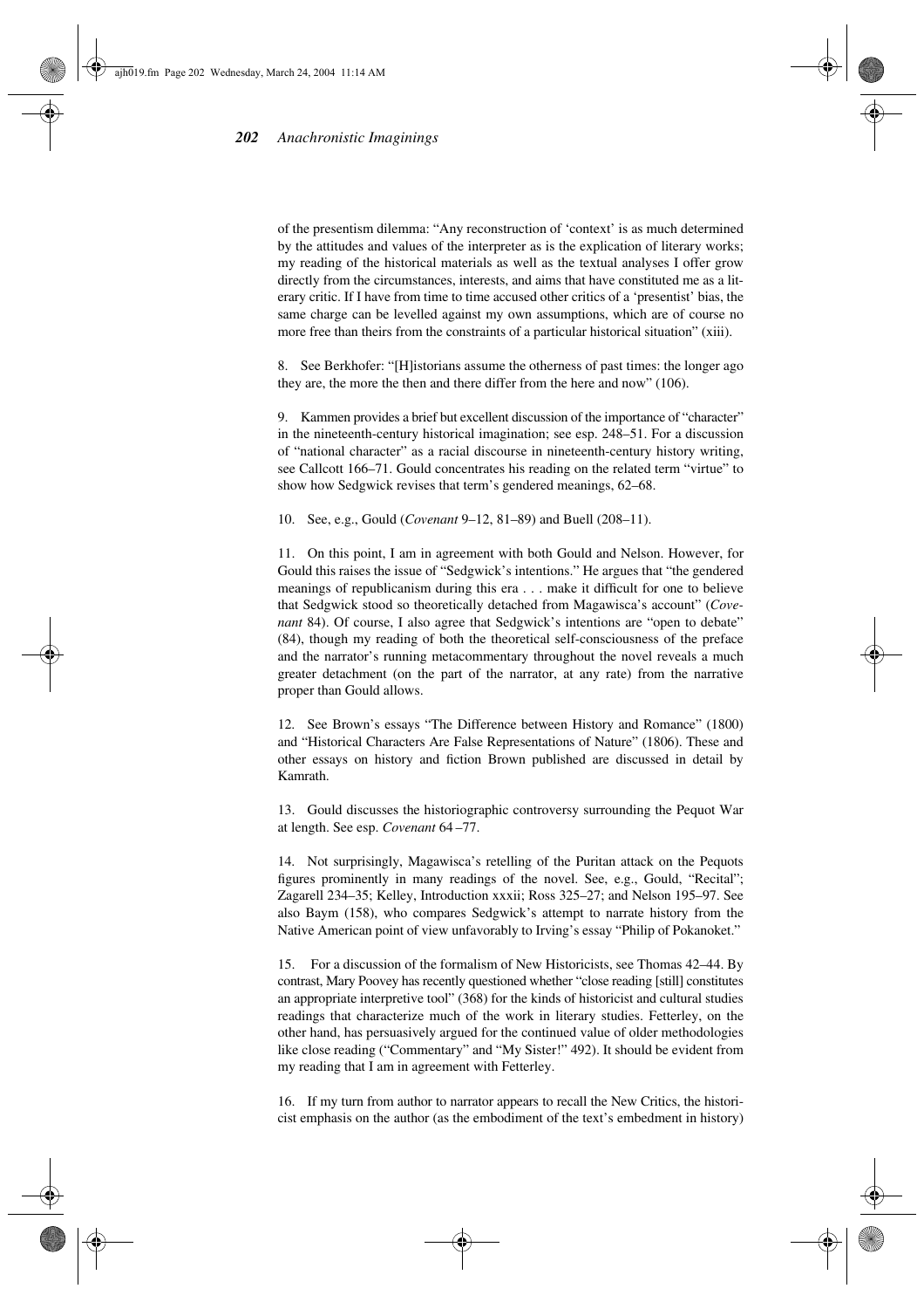of the presentism dilemma: "Any reconstruction of 'context' is as much determined by the attitudes and values of the interpreter as is the explication of literary works; my reading of the historical materials as well as the textual analyses I offer grow directly from the circumstances, interests, and aims that have constituted me as a literary critic. If I have from time to time accused other critics of a 'presentist' bias, the same charge can be levelled against my own assumptions, which are of course no more free than theirs from the constraints of a particular historical situation" (xiii).

8. See Berkhofer: "[H]istorians assume the otherness of past times: the longer ago they are, the more the then and there differ from the here and now" (106).

9. Kammen provides a brief but excellent discussion of the importance of "character" in the nineteenth-century historical imagination; see esp. 248–51. For a discussion of "national character" as a racial discourse in nineteenth-century history writing, see Callcott 166–71. Gould concentrates his reading on the related term "virtue" to show how Sedgwick revises that term's gendered meanings, 62–68.

10. See, e.g., Gould (*Covenant* 9–12, 81–89) and Buell (208–11).

11. On this point, I am in agreement with both Gould and Nelson. However, for Gould this raises the issue of "Sedgwick's intentions." He argues that "the gendered meanings of republicanism during this era . . . make it difficult for one to believe that Sedgwick stood so theoretically detached from Magawisca's account" (*Covenant* 84). Of course, I also agree that Sedgwick's intentions are "open to debate" (84), though my reading of both the theoretical self-consciousness of the preface and the narrator's running metacommentary throughout the novel reveals a much greater detachment (on the part of the narrator, at any rate) from the narrative proper than Gould allows.

12. See Brown's essays "The Difference between History and Romance" (1800) and "Historical Characters Are False Representations of Nature" (1806). These and other essays on history and fiction Brown published are discussed in detail by Kamrath.

13. Gould discusses the historiographic controversy surrounding the Pequot War at length. See esp. *Covenant* 64–77.

14. Not surprisingly, Magawisca's retelling of the Puritan attack on the Pequots figures prominently in many readings of the novel. See, e.g., Gould, "Recital"; Zagarell 234–35; Kelley, Introduction xxxii; Ross 325–27; and Nelson 195–97. See also Baym (158), who compares Sedgwick's attempt to narrate history from the Native American point of view unfavorably to Irving's essay "Philip of Pokanoket."

15. For a discussion of the formalism of New Historicists, see Thomas 42–44. By contrast, Mary Poovey has recently questioned whether "close reading [still] constitutes an appropriate interpretive tool" (368) for the kinds of historicist and cultural studies readings that characterize much of the work in literary studies. Fetterley, on the other hand, has persuasively argued for the continued value of older methodologies like close reading ("Commentary" and "My Sister!" 492). It should be evident from my reading that I am in agreement with Fetterley.

16. If my turn from author to narrator appears to recall the New Critics, the historicist emphasis on the author (as the embodiment of the text's embedment in history)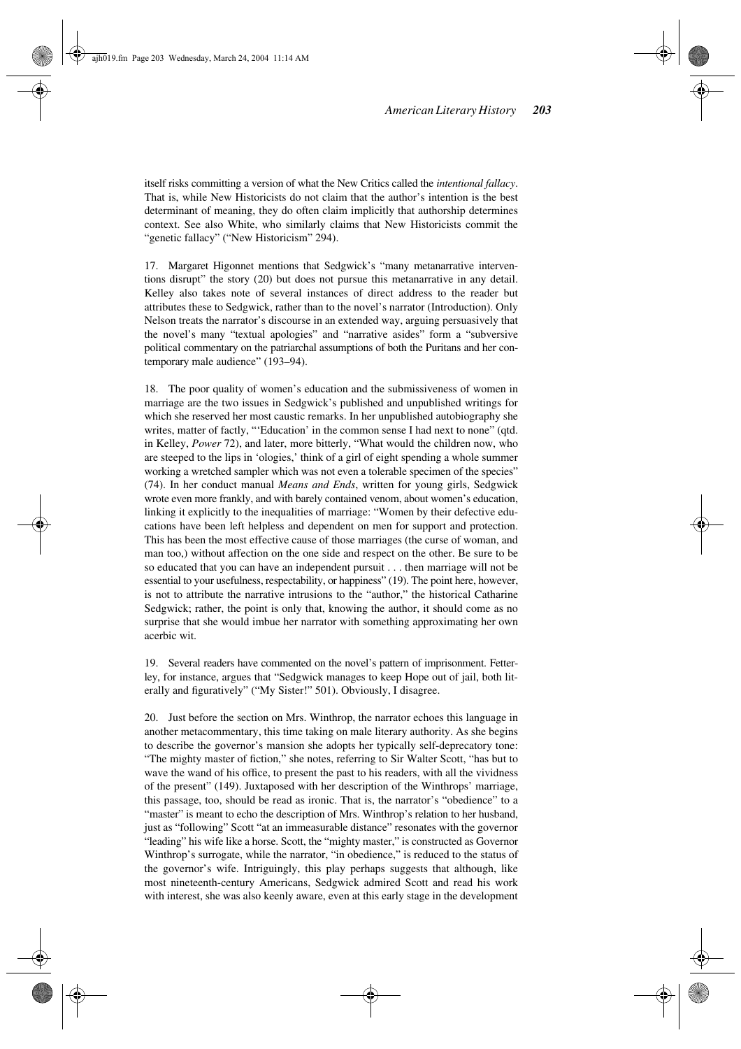itself risks committing a version of what the New Critics called the *intentional fallacy*. That is, while New Historicists do not claim that the author's intention is the best determinant of meaning, they do often claim implicitly that authorship determines context. See also White, who similarly claims that New Historicists commit the "genetic fallacy" ("New Historicism" 294).

17. Margaret Higonnet mentions that Sedgwick's "many metanarrative interventions disrupt" the story (20) but does not pursue this metanarrative in any detail. Kelley also takes note of several instances of direct address to the reader but attributes these to Sedgwick, rather than to the novel's narrator (Introduction). Only Nelson treats the narrator's discourse in an extended way, arguing persuasively that the novel's many "textual apologies" and "narrative asides" form a "subversive political commentary on the patriarchal assumptions of both the Puritans and her contemporary male audience" (193–94).

18. The poor quality of women's education and the submissiveness of women in marriage are the two issues in Sedgwick's published and unpublished writings for which she reserved her most caustic remarks. In her unpublished autobiography she writes, matter of factly, "'Education' in the common sense I had next to none" (qtd. in Kelley, *Power* 72), and later, more bitterly, "What would the children now, who are steeped to the lips in 'ologies,' think of a girl of eight spending a whole summer working a wretched sampler which was not even a tolerable specimen of the species" (74). In her conduct manual *Means and Ends*, written for young girls, Sedgwick wrote even more frankly, and with barely contained venom, about women's education, linking it explicitly to the inequalities of marriage: "Women by their defective educations have been left helpless and dependent on men for support and protection. This has been the most effective cause of those marriages (the curse of woman, and man too,) without affection on the one side and respect on the other. Be sure to be so educated that you can have an independent pursuit . . . then marriage will not be essential to your usefulness, respectability, or happiness" (19). The point here, however, is not to attribute the narrative intrusions to the "author," the historical Catharine Sedgwick; rather, the point is only that, knowing the author, it should come as no surprise that she would imbue her narrator with something approximating her own acerbic wit.

19. Several readers have commented on the novel's pattern of imprisonment. Fetterley, for instance, argues that "Sedgwick manages to keep Hope out of jail, both literally and figuratively" ("My Sister!" 501). Obviously, I disagree.

20. Just before the section on Mrs. Winthrop, the narrator echoes this language in another metacommentary, this time taking on male literary authority. As she begins to describe the governor's mansion she adopts her typically self-deprecatory tone: "The mighty master of fiction," she notes, referring to Sir Walter Scott, "has but to wave the wand of his office, to present the past to his readers, with all the vividness of the present" (149). Juxtaposed with her description of the Winthrops' marriage, this passage, too, should be read as ironic. That is, the narrator's "obedience" to a "master" is meant to echo the description of Mrs. Winthrop's relation to her husband, just as "following" Scott "at an immeasurable distance" resonates with the governor "leading" his wife like a horse. Scott, the "mighty master," is constructed as Governor Winthrop's surrogate, while the narrator, "in obedience," is reduced to the status of the governor's wife. Intriguingly, this play perhaps suggests that although, like most nineteenth-century Americans, Sedgwick admired Scott and read his work with interest, she was also keenly aware, even at this early stage in the development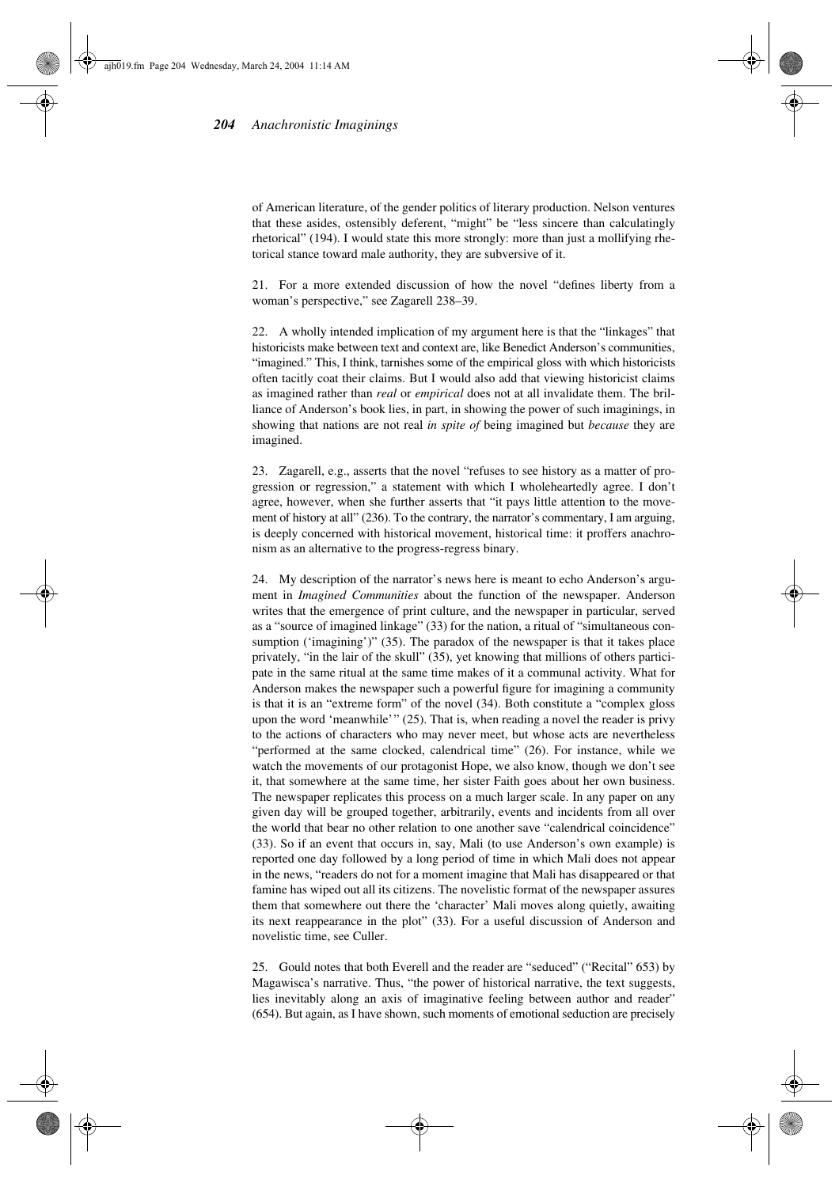of American literature, of the gender politics of literary production. Nelson ventures that these asides, ostensibly deferent, "might" be "less sincere than calculatingly rhetorical" (194). I would state this more strongly: more than just a mollifying rhetorical stance toward male authority, they are subversive of it.

21. For a more extended discussion of how the novel "defines liberty from a woman's perspective," see Zagarell 238–39.

22. A wholly intended implication of my argument here is that the "linkages" that historicists make between text and context are, like Benedict Anderson's communities, "imagined." This, I think, tarnishes some of the empirical gloss with which historicists often tacitly coat their claims. But I would also add that viewing historicist claims as imagined rather than *real* or *empirical* does not at all invalidate them. The brilliance of Anderson's book lies, in part, in showing the power of such imaginings, in showing that nations are not real *in spite of* being imagined but *because* they are imagined.

23. Zagarell, e.g., asserts that the novel "refuses to see history as a matter of progression or regression," a statement with which I wholeheartedly agree. I don't agree, however, when she further asserts that "it pays little attention to the movement of history at all" (236). To the contrary, the narrator's commentary, I am arguing, is deeply concerned with historical movement, historical time: it proffers anachronism as an alternative to the progress-regress binary.

24. My description of the narrator's news here is meant to echo Anderson's argument in *Imagined Communities* about the function of the newspaper. Anderson writes that the emergence of print culture, and the newspaper in particular, served as a "source of imagined linkage" (33) for the nation, a ritual of "simultaneous consumption ('imagining')" (35). The paradox of the newspaper is that it takes place privately, "in the lair of the skull" (35), yet knowing that millions of others participate in the same ritual at the same time makes of it a communal activity. What for Anderson makes the newspaper such a powerful figure for imagining a community is that it is an "extreme form" of the novel (34). Both constitute a "complex gloss upon the word 'meanwhile'" (25). That is, when reading a novel the reader is privy to the actions of characters who may never meet, but whose acts are nevertheless "performed at the same clocked, calendrical time" (26). For instance, while we watch the movements of our protagonist Hope, we also know, though we don't see it, that somewhere at the same time, her sister Faith goes about her own business. The newspaper replicates this process on a much larger scale. In any paper on any given day will be grouped together, arbitrarily, events and incidents from all over the world that bear no other relation to one another save "calendrical coincidence" (33). So if an event that occurs in, say, Mali (to use Anderson's own example) is reported one day followed by a long period of time in which Mali does not appear in the news, "readers do not for a moment imagine that Mali has disappeared or that famine has wiped out all its citizens. The novelistic format of the newspaper assures them that somewhere out there the 'character' Mali moves along quietly, awaiting its next reappearance in the plot" (33). For a useful discussion of Anderson and novelistic time, see Culler.

25. Gould notes that both Everell and the reader are "seduced" ("Recital" 653) by Magawisca's narrative. Thus, "the power of historical narrative, the text suggests, lies inevitably along an axis of imaginative feeling between author and reader" (654). But again, as I have shown, such moments of emotional seduction are precisely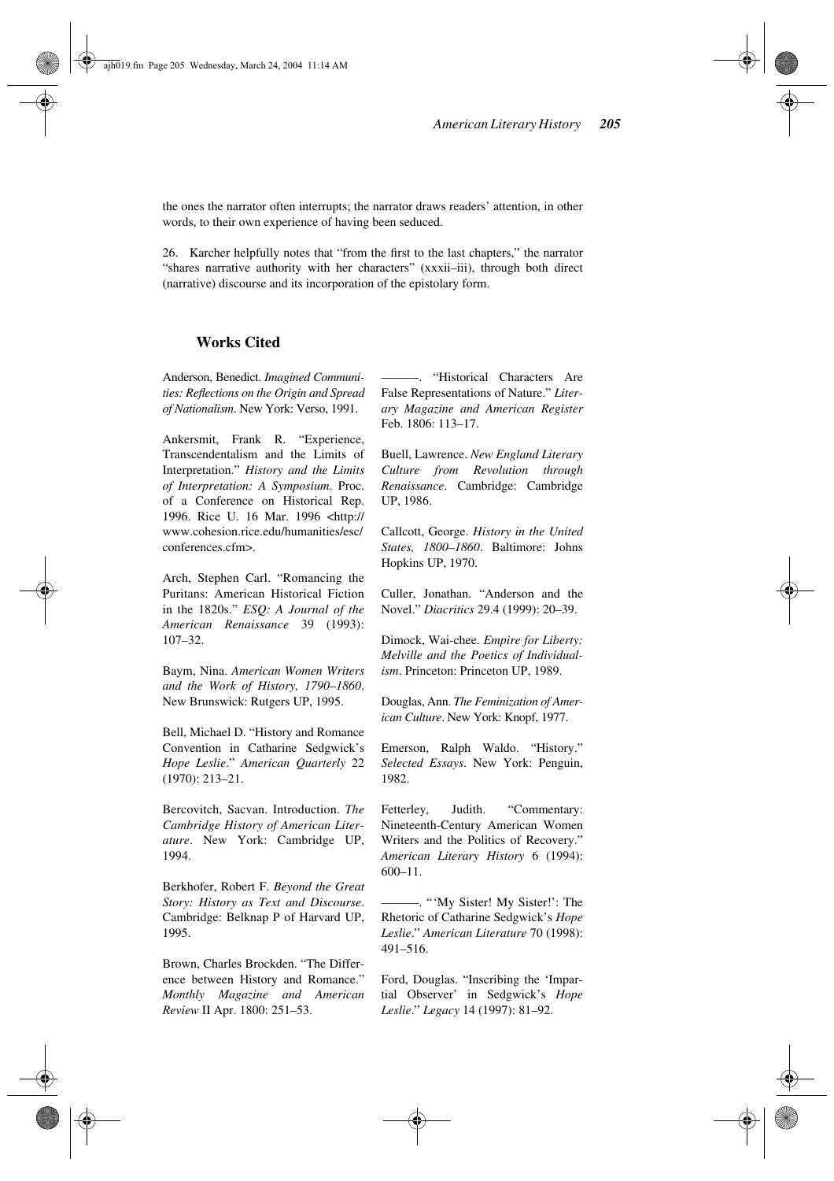the ones the narrator often interrupts; the narrator draws readers' attention, in other words, to their own experience of having been seduced.

26. Karcher helpfully notes that "from the first to the last chapters," the narrator "shares narrative authority with her characters" (xxxii–iii), through both direct (narrative) discourse and its incorporation of the epistolary form.

## Works Cited

Anderson, Benedict. *Imagined Communities: Reflections on the Origin and Spread of Nationalism*. New York: Verso, 1991.

Ankersmit, Frank R. "Experience, Transcendentalism and the Limits of Interpretation." *History and the Limits of Interpretation: A Symposium*. Proc. of a Conference on Historical Rep. 1996. Rice U. 16 Mar. 1996 <http://www.cohesion.rice.edu/humanities/esc/conferences.cfm>.

Arch, Stephen Carl. "Romancing the Puritans: American Historical Fiction in the 1820s." *ESQ: A Journal of the American Renaissance* 39 (1993): 107–32.

Baym, Nina. *American Women Writers and the Work of History, 1790–1860*. New Brunswick: Rutgers UP, 1995.

Bell, Michael D. "History and Romance Convention in Catharine Sedgwick's *Hope Leslie*." *American Quarterly* 22 (1970): 213–21.

Bercovitch, Sacvan. Introduction. *The Cambridge History of American Literature*. New York: Cambridge UP, 1994.

Berkhofer, Robert F. *Beyond the Great Story: History as Text and Discourse*. Cambridge: Belknap P of Harvard UP, 1995.

Brown, Charles Brockden. "The Difference between History and Romance." *Monthly Magazine and American Review* II Apr. 1800: 251–53.

———. "Historical Characters Are False Representations of Nature." *Literary Magazine and American Register* Feb. 1806: 113–17.

Buell, Lawrence. *New England Literary Culture from Revolution through Renaissance*. Cambridge: Cambridge UP, 1986.

Callcott, George. *History in the United States, 1800–1860*. Baltimore: Johns Hopkins UP, 1970.

Culler, Jonathan. "Anderson and the Novel." *Diacritics* 29.4 (1999): 20–39.

Dimock, Wai-chee. *Empire for Liberty: Melville and the Poetics of Individualism*. Princeton: Princeton UP, 1989.

Douglas, Ann. *The Feminization of American Culture*. New York: Knopf, 1977.

Emerson, Ralph Waldo. "History." *Selected Essays*. New York: Penguin, 1982.

Fetterley, Judith. "Commentary: Nineteenth-Century American Women Writers and the Politics of Recovery." *American Literary History* 6 (1994): 600–11.

———. "'My Sister! My Sister!': The Rhetoric of Catharine Sedgwick's *Hope Leslie*." *American Literature* 70 (1998): 491–516.

Ford, Douglas. "Inscribing the 'Impartial Observer' in Sedgwick's *Hope Leslie*." *Legacy* 14 (1997): 81–92.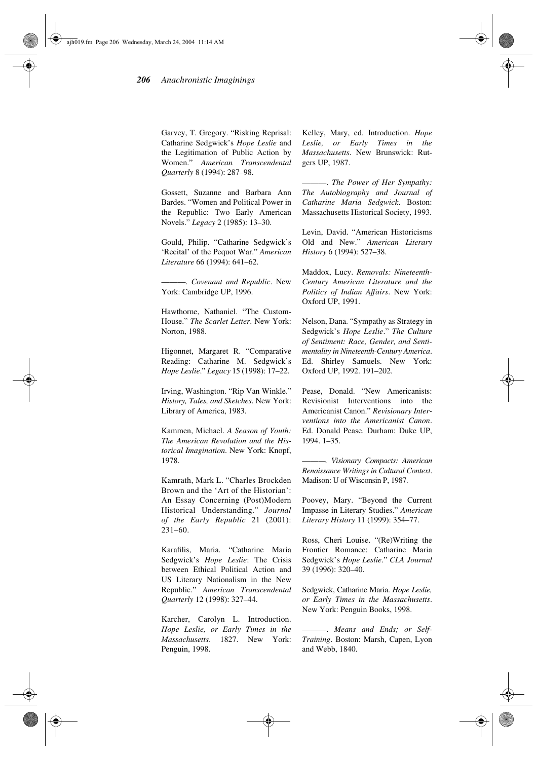Garvey, T. Gregory. "Risking Reprisal: Catharine Sedgwick's *Hope Leslie* and the Legitimation of Public Action by Women." *American Transcendental Quarterly* 8 (1994): 287–98.

Gossett, Suzanne and Barbara Ann Bardes. "Women and Political Power in the Republic: Two Early American Novels." *Legacy* 2 (1985): 13–30.

Gould, Philip. "Catharine Sedgwick's 'Recital' of the Pequot War." *American Literature* 66 (1994): 641–62.

———. *Covenant and Republic*. New York: Cambridge UP, 1996.

Hawthorne, Nathaniel. "The Custom-House." *The Scarlet Letter*. New York: Norton, 1988.

Higonnet, Margaret R. "Comparative Reading: Catharine M. Sedgwick's *Hope Leslie*." *Legacy* 15 (1998): 17–22.

Irving, Washington. "Rip Van Winkle." *History, Tales, and Sketches*. New York: Library of America, 1983.

Kammen, Michael. *A Season of Youth: The American Revolution and the Historical Imagination*. New York: Knopf, 1978.

Kamrath, Mark L. "Charles Brockden Brown and the 'Art of the Historian': An Essay Concerning (Post)Modern Historical Understanding." *Journal of the Early Republic* 21 (2001): 231–60.

Karafilis, Maria. "Catharine Maria Sedgwick's *Hope Leslie*: The Crisis between Ethical Political Action and US Literary Nationalism in the New Republic." *American Transcendental Quarterly* 12 (1998): 327–44.

Karcher, Carolyn L. Introduction. *Hope Leslie, or Early Times in the Massachusetts*. 1827. New York: Penguin, 1998.

Kelley, Mary, ed. Introduction. *Hope Leslie, or Early Times in the Massachusetts*. New Brunswick: Rutgers UP, 1987.

———. *The Power of Her Sympathy: The Autobiography and Journal of Catharine Maria Sedgwick*. Boston: Massachusetts Historical Society, 1993.

Levin, David. "American Historicisms Old and New." *American Literary History* 6 (1994): 527–38.

Maddox, Lucy. *Removals: Nineteenth-Century American Literature and the Politics of Indian Affairs*. New York: Oxford UP, 1991.

Nelson, Dana. "Sympathy as Strategy in Sedgwick's *Hope Leslie*." *The Culture of Sentiment: Race, Gender, and Sentimentality in Nineteenth-Century America*. Ed. Shirley Samuels. New York: Oxford UP, 1992. 191–202.

Pease, Donald. "New Americanists: Revisionist Interventions into the Americanist Canon." *Revisionary Interventions into the Americanist Canon*. Ed. Donald Pease. Durham: Duke UP, 1994. 1–35.

———. *Visionary Compacts: American Renaissance Writings in Cultural Context*. Madison: U of Wisconsin P, 1987.

Poovey, Mary. "Beyond the Current Impasse in Literary Studies." *American Literary History* 11 (1999): 354–77.

Ross, Cheri Louise. "(Re)Writing the Frontier Romance: Catharine Maria Sedgwick's *Hope Leslie*." *CLA Journal* 39 (1996): 320–40.

Sedgwick, Catharine Maria. *Hope Leslie, or Early Times in the Massachusetts*. New York: Penguin Books, 1998.

———. *Means and Ends; or Self-Training*. Boston: Marsh, Capen, Lyon and Webb, 1840.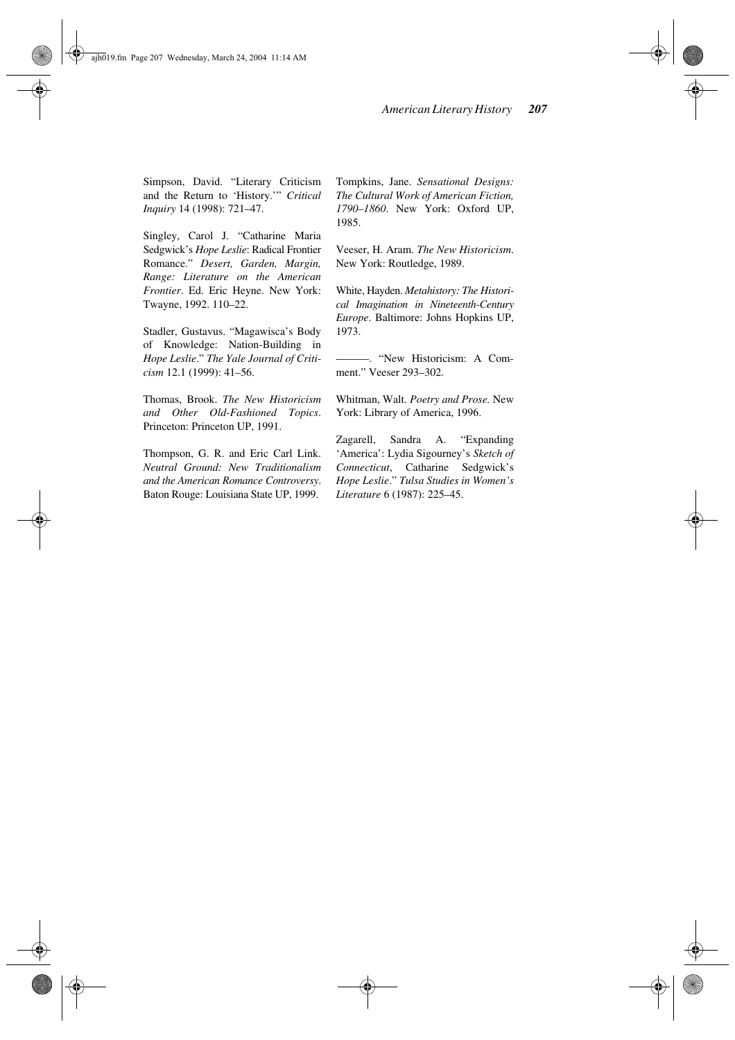Simpson, David. "Literary Criticism and the Return to 'History.'" *Critical Inquiry* 14 (1998): 721–47.

Singley, Carol J. "Catharine Maria Sedgwick's *Hope Leslie*: Radical Frontier Romance." *Desert, Garden, Margin, Range: Literature on the American Frontier*. Ed. Eric Heyne. New York: Twayne, 1992. 110–22.

Stadler, Gustavus. "Magawisca's Body of Knowledge: Nation-Building in *Hope Leslie*." *The Yale Journal of Criticism* 12.1 (1999): 41–56.

Thomas, Brook. *The New Historicism and Other Old-Fashioned Topics*. Princeton: Princeton UP, 1991.

Thompson, G. R. and Eric Carl Link. *Neutral Ground: New Traditionalism and the American Romance Controversy*. Baton Rouge: Louisiana State UP, 1999.

Tompkins, Jane. *Sensational Designs: The Cultural Work of American Fiction, 1790–1860*. New York: Oxford UP, 1985.

Veeser, H. Aram. *The New Historicism*. New York: Routledge, 1989.

White, Hayden. *Metahistory: The Historical Imagination in Nineteenth-Century Europe*. Baltimore: Johns Hopkins UP, 1973.

———. "New Historicism: A Comment." Veeser 293–302.

Whitman, Walt. *Poetry and Prose*. New York: Library of America, 1996.

Zagarell, Sandra A. "Expanding 'America': Lydia Sigourney's *Sketch of Connecticut*, Catharine Sedgwick's *Hope Leslie*." *Tulsa Studies in Women's Literature* 6 (1987): 225–45.